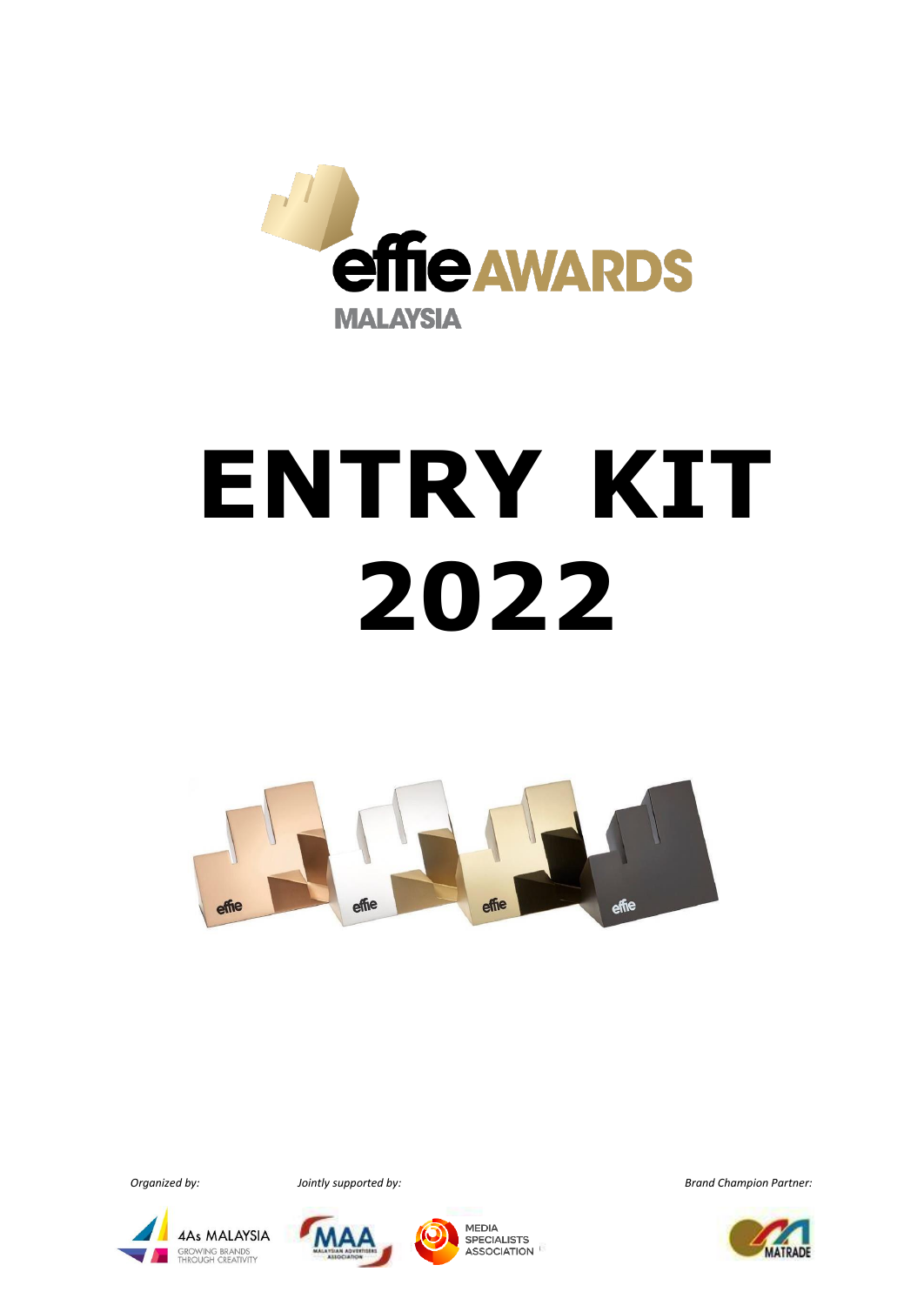# ENTRY KIT 2022

*Organized by:*

*Jointly supported by:*

*Brand Champion Partner:*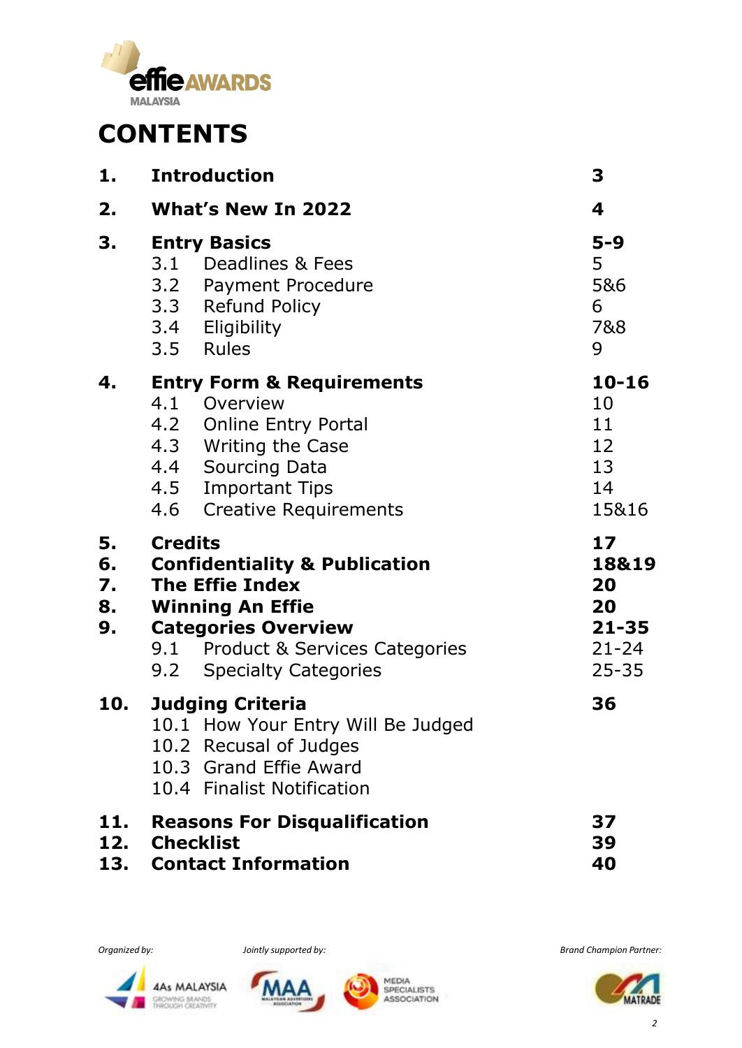# CONTENTS

| | | |
|---|---|---|
| **1.** | **Introduction** | **3** |
| **2.** | **What's New In 2022** | **4** |
| **3.** | **Entry Basics** | **5-9** |
| | 3.1 Deadlines & Fees | 5 |
| | 3.2 Payment Procedure | 5&6 |
| | 3.3 Refund Policy | 6 |
| | 3.4 Eligibility | 7&8 |
| | 3.5 Rules | 9 |
| **4.** | **Entry Form & Requirements** | **10-16** |
| | 4.1 Overview | 10 |
| | 4.2 Online Entry Portal | 11 |
| | 4.3 Writing the Case | 12 |
| | 4.4 Sourcing Data | 13 |
| | 4.5 Important Tips | 14 |
| | 4.6 Creative Requirements | 15&16 |
| **5.** | **Credits** | **17** |
| **6.** | **Confidentiality & Publication** | **18&19** |
| **7.** | **The Effie Index** | **20** |
| **8.** | **Winning An Effie** | **20** |
| **9.** | **Categories Overview** | **21-35** |
| | 9.1 Product & Services Categories | 21-24 |
| | 9.2 Specialty Categories | 25-35 |
| **10.** | **Judging Criteria** | **36** |
| | 10.1 How Your Entry Will Be Judged | |
| | 10.2 Recusal of Judges | |
| | 10.3 Grand Effie Award | |
| | 10.4 Finalist Notification | |
| **11.** | **Reasons For Disqualification** | **37** |
| **12.** | **Checklist** | **39** |
| **13.** | **Contact Information** | **40** |

*Organized by:* 4As MALAYSIA

*Jointly supported by:* MAA, Media Specialists Association

*Brand Champion Partner:* MATRADE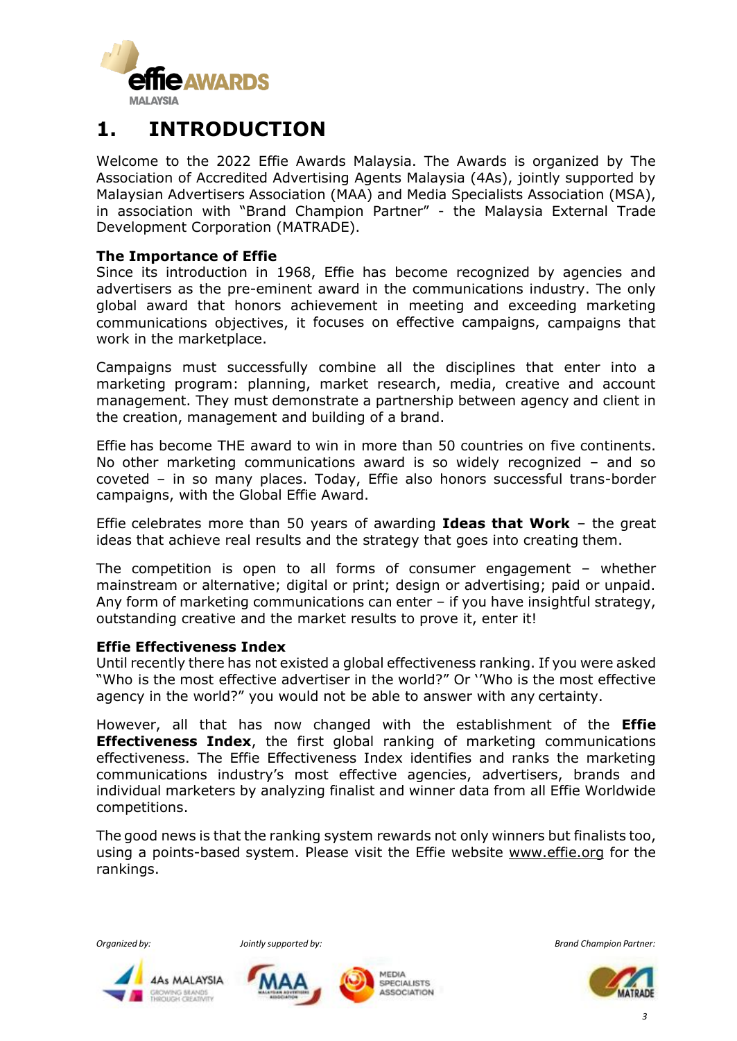# 1. INTRODUCTION

Welcome to the 2022 Effie Awards Malaysia. The Awards is organized by The Association of Accredited Advertising Agents Malaysia (4As), jointly supported by Malaysian Advertisers Association (MAA) and Media Specialists Association (MSA), in association with "Brand Champion Partner" - the Malaysia External Trade Development Corporation (MATRADE).

**The Importance of Effie**

Since its introduction in 1968, Effie has become recognized by agencies and advertisers as the pre-eminent award in the communications industry. The only global award that honors achievement in meeting and exceeding marketing communications objectives, it focuses on effective campaigns, campaigns that work in the marketplace.

Campaigns must successfully combine all the disciplines that enter into a marketing program: planning, market research, media, creative and account management. They must demonstrate a partnership between agency and client in the creation, management and building of a brand.

Effie has become THE award to win in more than 50 countries on five continents. No other marketing communications award is so widely recognized – and so coveted – in so many places. Today, Effie also honors successful trans-border campaigns, with the Global Effie Award.

Effie celebrates more than 50 years of awarding **Ideas that Work** – the great ideas that achieve real results and the strategy that goes into creating them.

The competition is open to all forms of consumer engagement – whether mainstream or alternative; digital or print; design or advertising; paid or unpaid. Any form of marketing communications can enter – if you have insightful strategy, outstanding creative and the market results to prove it, enter it!

**Effie Effectiveness Index**

Until recently there has not existed a global effectiveness ranking. If you were asked "Who is the most effective advertiser in the world?" Or ''Who is the most effective agency in the world?" you would not be able to answer with any certainty.

However, all that has now changed with the establishment of the **Effie Effectiveness Index**, the first global ranking of marketing communications effectiveness. The Effie Effectiveness Index identifies and ranks the marketing communications industry's most effective agencies, advertisers, brands and individual marketers by analyzing finalist and winner data from all Effie Worldwide competitions.

The good news is that the ranking system rewards not only winners but finalists too, using a points-based system. Please visit the Effie website www.effie.org for the rankings.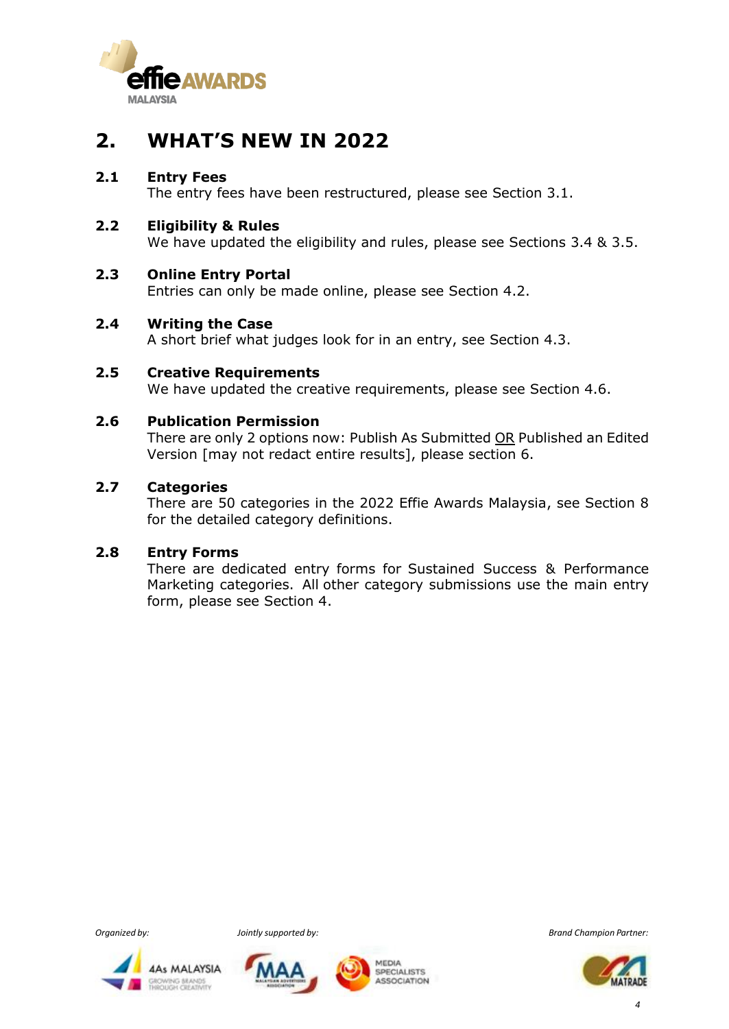## 2. WHAT'S NEW IN 2022

### 2.1 Entry Fees

The entry fees have been restructured, please see Section 3.1.

### 2.2 Eligibility & Rules

We have updated the eligibility and rules, please see Sections 3.4 & 3.5.

### 2.3 Online Entry Portal

Entries can only be made online, please see Section 4.2.

### 2.4 Writing the Case

A short brief what judges look for in an entry, see Section 4.3.

### 2.5 Creative Requirements

We have updated the creative requirements, please see Section 4.6.

### 2.6 Publication Permission

There are only 2 options now: Publish As Submitted OR Published an Edited Version [may not redact entire results], please section 6.

### 2.7 Categories

There are 50 categories in the 2022 Effie Awards Malaysia, see Section 8 for the detailed category definitions.

### 2.8 Entry Forms

There are dedicated entry forms for Sustained Success & Performance Marketing categories. All other category submissions use the main entry form, please see Section 4.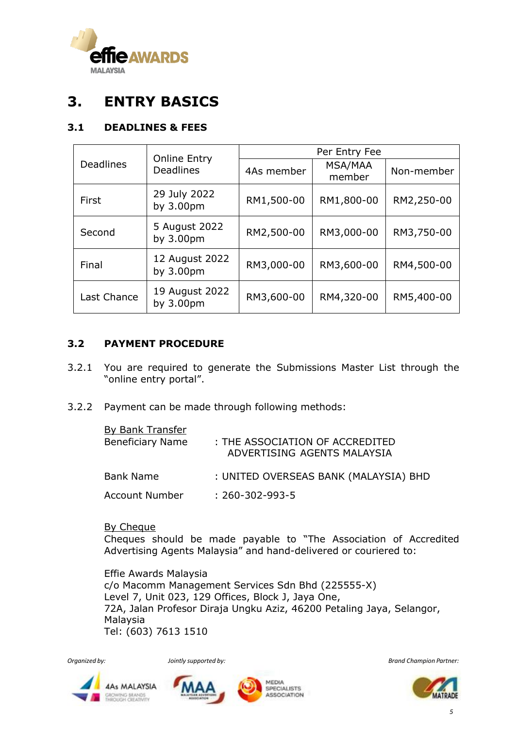# 3. ENTRY BASICS

## 3.1 DEADLINES & FEES

| Deadlines | Online Entry Deadlines | Per Entry Fee | | |
|---|---|---|---|---|
| | | 4As member | MSA/MAA member | Non-member |
| First | 29 July 2022 by 3.00pm | RM1,500-00 | RM1,800-00 | RM2,250-00 |
| Second | 5 August 2022 by 3.00pm | RM2,500-00 | RM3,000-00 | RM3,750-00 |
| Final | 12 August 2022 by 3.00pm | RM3,000-00 | RM3,600-00 | RM4,500-00 |
| Last Chance | 19 August 2022 by 3.00pm | RM3,600-00 | RM4,320-00 | RM5,400-00 |

## 3.2 PAYMENT PROCEDURE

3.2.1 You are required to generate the Submissions Master List through the "online entry portal".

3.2.2 Payment can be made through following methods:

By Bank Transfer

Beneficiary Name : THE ASSOCIATION OF ACCREDITED ADVERTISING AGENTS MALAYSIA

Bank Name : UNITED OVERSEAS BANK (MALAYSIA) BHD

Account Number : 260-302-993-5

By Cheque

Cheques should be made payable to "The Association of Accredited Advertising Agents Malaysia" and hand-delivered or couriered to:

Effie Awards Malaysia
c/o Macomm Management Services Sdn Bhd (225555-X)
Level 7, Unit 023, 129 Offices, Block J, Jaya One,
72A, Jalan Profesor Diraja Ungku Aziz, 46200 Petaling Jaya, Selangor, Malaysia
Tel: (603) 7613 1510

*Organized by:* *Jointly supported by:* *Brand Champion Partner:*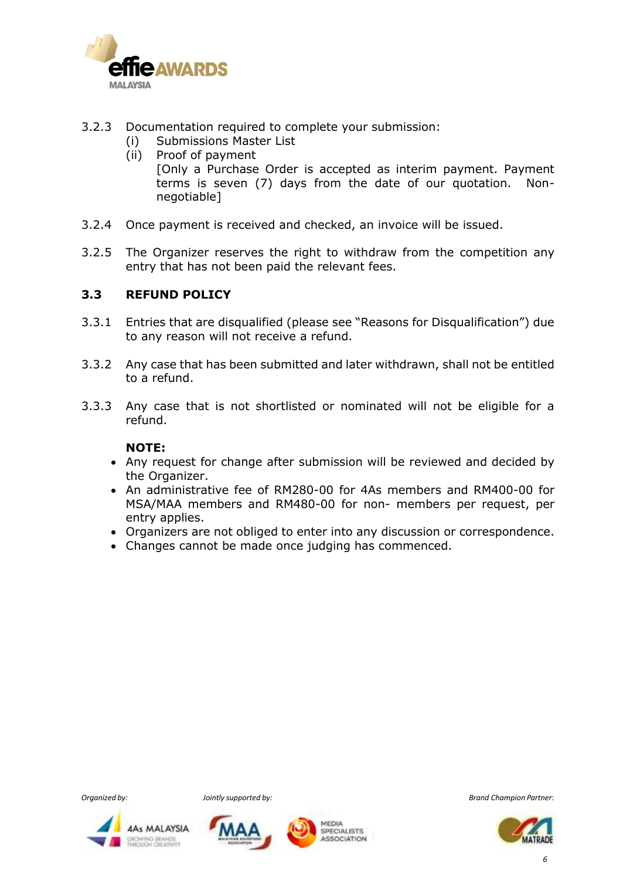3.2.3 Documentation required to complete your submission:

(i) Submissions Master List

(ii) Proof of payment
[Only a Purchase Order is accepted as interim payment. Payment terms is seven (7) days from the date of our quotation. Non-negotiable]

3.2.4 Once payment is received and checked, an invoice will be issued.

3.2.5 The Organizer reserves the right to withdraw from the competition any entry that has not been paid the relevant fees.

### 3.3 REFUND POLICY

3.3.1 Entries that are disqualified (please see "Reasons for Disqualification") due to any reason will not receive a refund.

3.3.2 Any case that has been submitted and later withdrawn, shall not be entitled to a refund.

3.3.3 Any case that is not shortlisted or nominated will not be eligible for a refund.

**NOTE:**

- Any request for change after submission will be reviewed and decided by the Organizer.
- An administrative fee of RM280-00 for 4As members and RM400-00 for MSA/MAA members and RM480-00 for non- members per request, per entry applies.
- Organizers are not obliged to enter into any discussion or correspondence.
- Changes cannot be made once judging has commenced.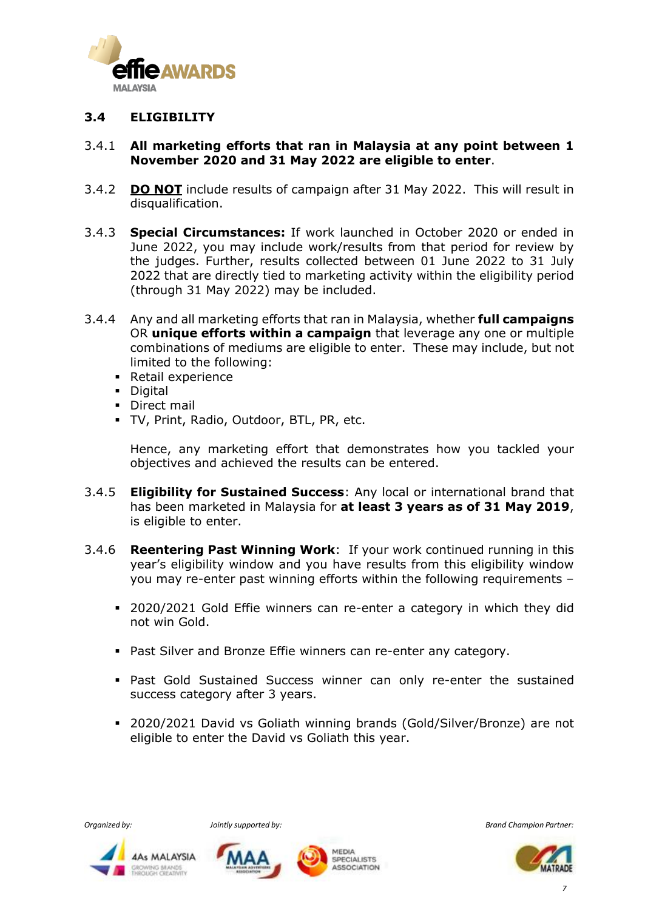### 3.4 ELIGIBILITY

3.4.1 **All marketing efforts that ran in Malaysia at any point between 1 November 2020 and 31 May 2022 are eligible to enter**.

3.4.2 **DO NOT** include results of campaign after 31 May 2022. This will result in disqualification.

3.4.3 **Special Circumstances:** If work launched in October 2020 or ended in June 2022, you may include work/results from that period for review by the judges. Further, results collected between 01 June 2022 to 31 July 2022 that are directly tied to marketing activity within the eligibility period (through 31 May 2022) may be included.

3.4.4 Any and all marketing efforts that ran in Malaysia, whether **full campaigns** OR **unique efforts within a campaign** that leverage any one or multiple combinations of mediums are eligible to enter. These may include, but not limited to the following:

- Retail experience
- Digital
- Direct mail
- TV, Print, Radio, Outdoor, BTL, PR, etc.

Hence, any marketing effort that demonstrates how you tackled your objectives and achieved the results can be entered.

3.4.5 **Eligibility for Sustained Success**: Any local or international brand that has been marketed in Malaysia for **at least 3 years as of 31 May 2019**, is eligible to enter.

3.4.6 **Reentering Past Winning Work**: If your work continued running in this year's eligibility window and you have results from this eligibility window you may re-enter past winning efforts within the following requirements –

- 2020/2021 Gold Effie winners can re-enter a category in which they did not win Gold.
- Past Silver and Bronze Effie winners can re-enter any category.
- Past Gold Sustained Success winner can only re-enter the sustained success category after 3 years.
- 2020/2021 David vs Goliath winning brands (Gold/Silver/Bronze) are not eligible to enter the David vs Goliath this year.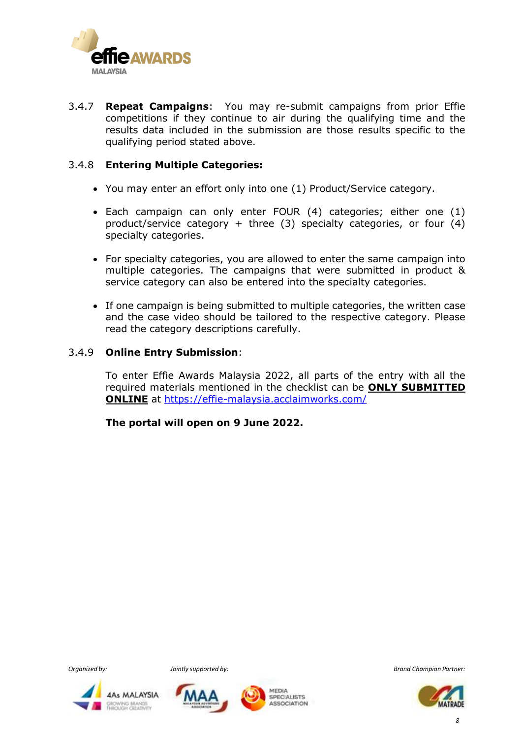3.4.7 **Repeat Campaigns**: You may re-submit campaigns from prior Effie competitions if they continue to air during the qualifying time and the results data included in the submission are those results specific to the qualifying period stated above.

3.4.8 **Entering Multiple Categories:**

- You may enter an effort only into one (1) Product/Service category.
- Each campaign can only enter FOUR (4) categories; either one (1) product/service category + three (3) specialty categories, or four (4) specialty categories.
- For specialty categories, you are allowed to enter the same campaign into multiple categories. The campaigns that were submitted in product & service category can also be entered into the specialty categories.
- If one campaign is being submitted to multiple categories, the written case and the case video should be tailored to the respective category. Please read the category descriptions carefully.

3.4.9 **Online Entry Submission**:

To enter Effie Awards Malaysia 2022, all parts of the entry with all the required materials mentioned in the checklist can be **ONLY SUBMITTED ONLINE** at https://effie-malaysia.acclaimworks.com/

**The portal will open on 9 June 2022.**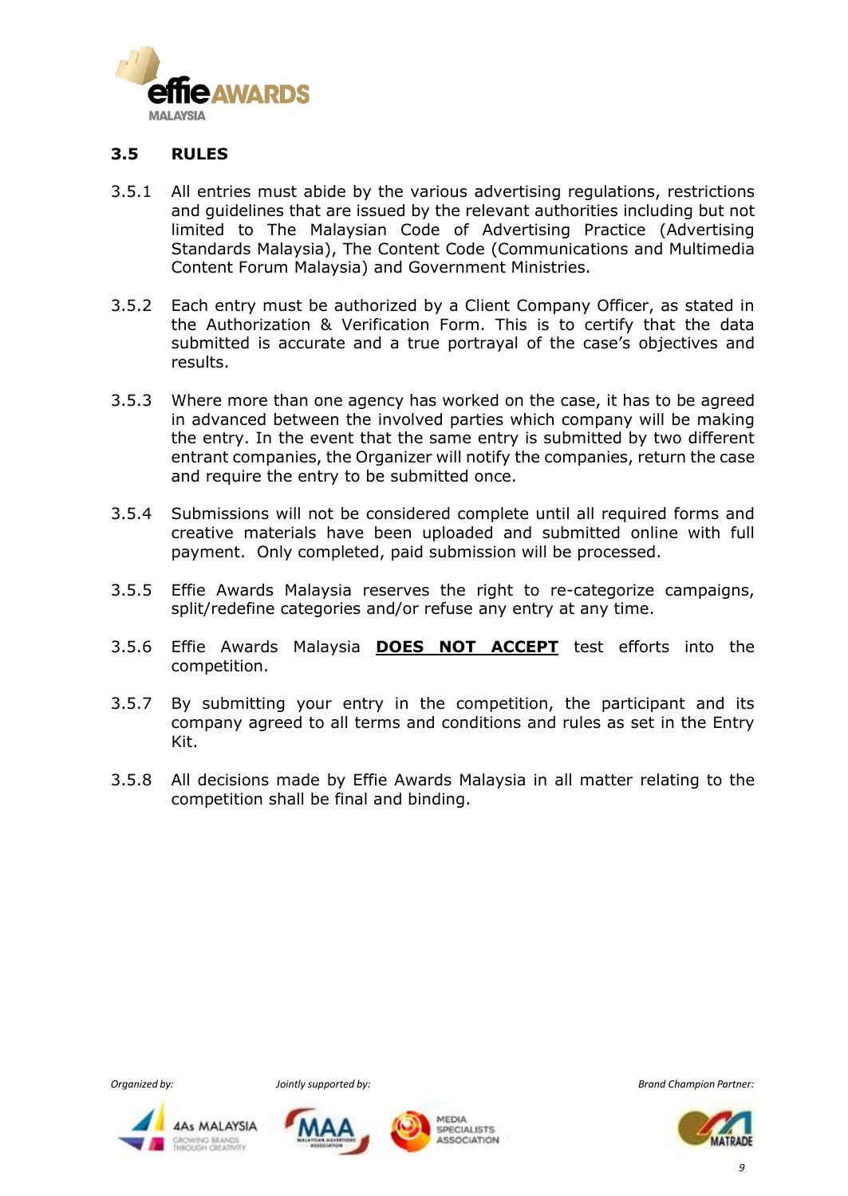## 3.5 RULES

3.5.1 All entries must abide by the various advertising regulations, restrictions and guidelines that are issued by the relevant authorities including but not limited to The Malaysian Code of Advertising Practice (Advertising Standards Malaysia), The Content Code (Communications and Multimedia Content Forum Malaysia) and Government Ministries.

3.5.2 Each entry must be authorized by a Client Company Officer, as stated in the Authorization & Verification Form. This is to certify that the data submitted is accurate and a true portrayal of the case's objectives and results.

3.5.3 Where more than one agency has worked on the case, it has to be agreed in advanced between the involved parties which company will be making the entry. In the event that the same entry is submitted by two different entrant companies, the Organizer will notify the companies, return the case and require the entry to be submitted once.

3.5.4 Submissions will not be considered complete until all required forms and creative materials have been uploaded and submitted online with full payment. Only completed, paid submission will be processed.

3.5.5 Effie Awards Malaysia reserves the right to re-categorize campaigns, split/redefine categories and/or refuse any entry at any time.

3.5.6 Effie Awards Malaysia **DOES NOT ACCEPT** test efforts into the competition.

3.5.7 By submitting your entry in the competition, the participant and its company agreed to all terms and conditions and rules as set in the Entry Kit.

3.5.8 All decisions made by Effie Awards Malaysia in all matter relating to the competition shall be final and binding.

*Organized by:* *Jointly supported by:* *Brand Champion Partner:*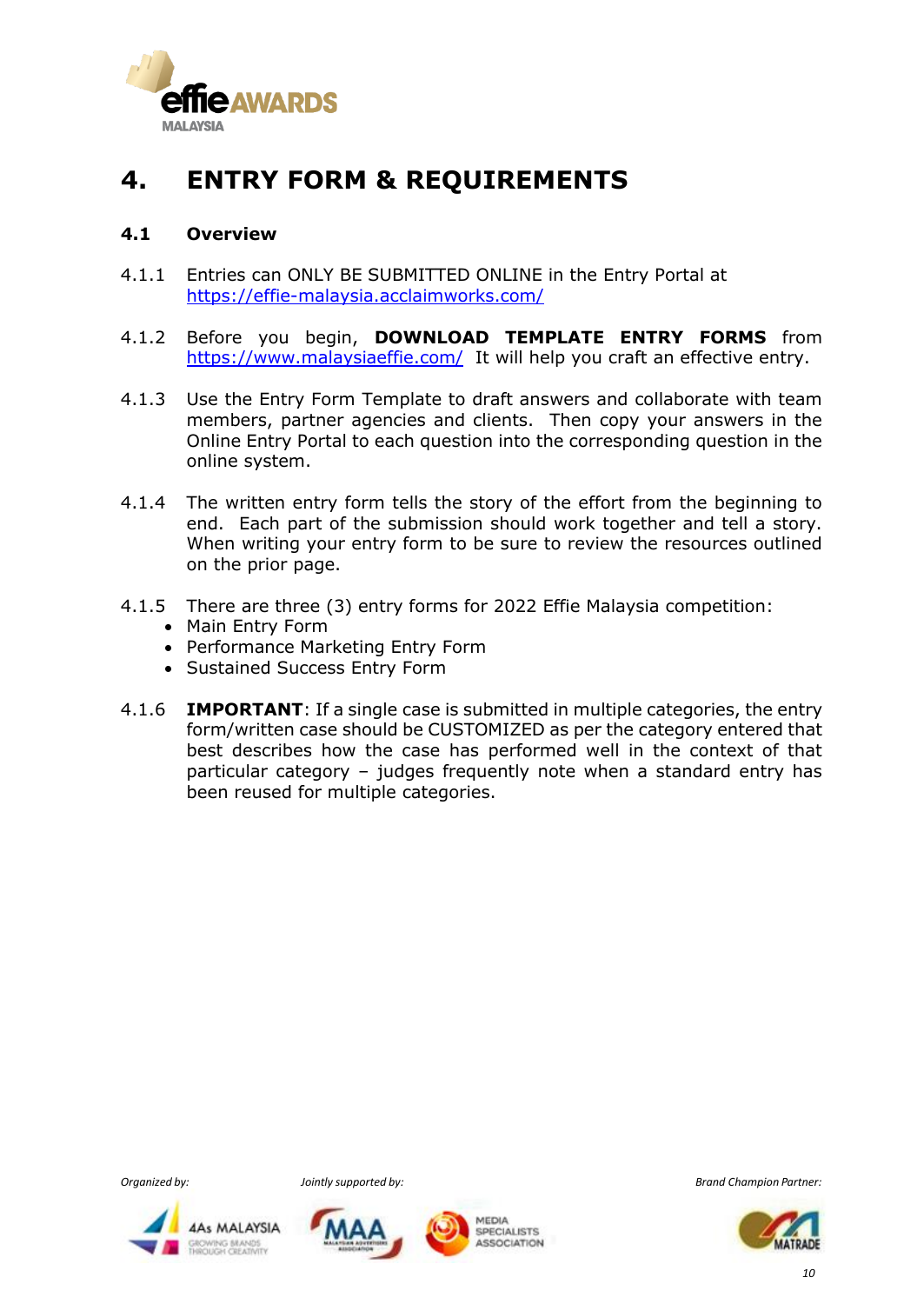# 4. ENTRY FORM & REQUIREMENTS

## 4.1 Overview

4.1.1 Entries can ONLY BE SUBMITTED ONLINE in the Entry Portal at https://effie-malaysia.acclaimworks.com/

4.1.2 Before you begin, **DOWNLOAD TEMPLATE ENTRY FORMS** from https://www.malaysiaeffie.com/ It will help you craft an effective entry.

4.1.3 Use the Entry Form Template to draft answers and collaborate with team members, partner agencies and clients. Then copy your answers in the Online Entry Portal to each question into the corresponding question in the online system.

4.1.4 The written entry form tells the story of the effort from the beginning to end. Each part of the submission should work together and tell a story. When writing your entry form to be sure to review the resources outlined on the prior page.

4.1.5 There are three (3) entry forms for 2022 Effie Malaysia competition:

- Main Entry Form
- Performance Marketing Entry Form
- Sustained Success Entry Form

4.1.6 **IMPORTANT**: If a single case is submitted in multiple categories, the entry form/written case should be CUSTOMIZED as per the category entered that best describes how the case has performed well in the context of that particular category – judges frequently note when a standard entry has been reused for multiple categories.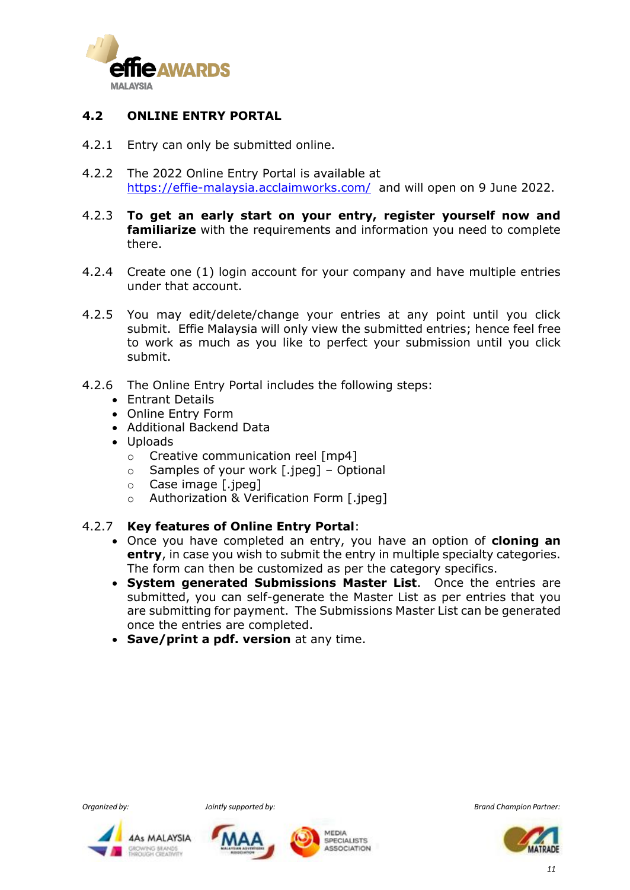## 4.2 ONLINE ENTRY PORTAL

4.2.1 Entry can only be submitted online.

4.2.2 The 2022 Online Entry Portal is available at https://effie-malaysia.acclaimworks.com/ and will open on 9 June 2022.

4.2.3 **To get an early start on your entry, register yourself now and familiarize** with the requirements and information you need to complete there.

4.2.4 Create one (1) login account for your company and have multiple entries under that account.

4.2.5 You may edit/delete/change your entries at any point until you click submit. Effie Malaysia will only view the submitted entries; hence feel free to work as much as you like to perfect your submission until you click submit.

4.2.6 The Online Entry Portal includes the following steps:

- Entrant Details
- Online Entry Form
- Additional Backend Data
- Uploads
  - Creative communication reel [mp4]
  - Samples of your work [.jpeg] – Optional
  - Case image [.jpeg]
  - Authorization & Verification Form [.jpeg]

4.2.7 **Key features of Online Entry Portal**:

- Once you have completed an entry, you have an option of **cloning an entry**, in case you wish to submit the entry in multiple specialty categories. The form can then be customized as per the category specifics.
- **System generated Submissions Master List**. Once the entries are submitted, you can self-generate the Master List as per entries that you are submitting for payment. The Submissions Master List can be generated once the entries are completed.
- **Save/print a pdf. version** at any time.

*Organized by:* 4As MALAYSIA — Growing Brands Through Creativity

*Jointly supported by:* MAA — Malaysian Advertisers Association; Media Specialists Association

*Brand Champion Partner:* MATRADE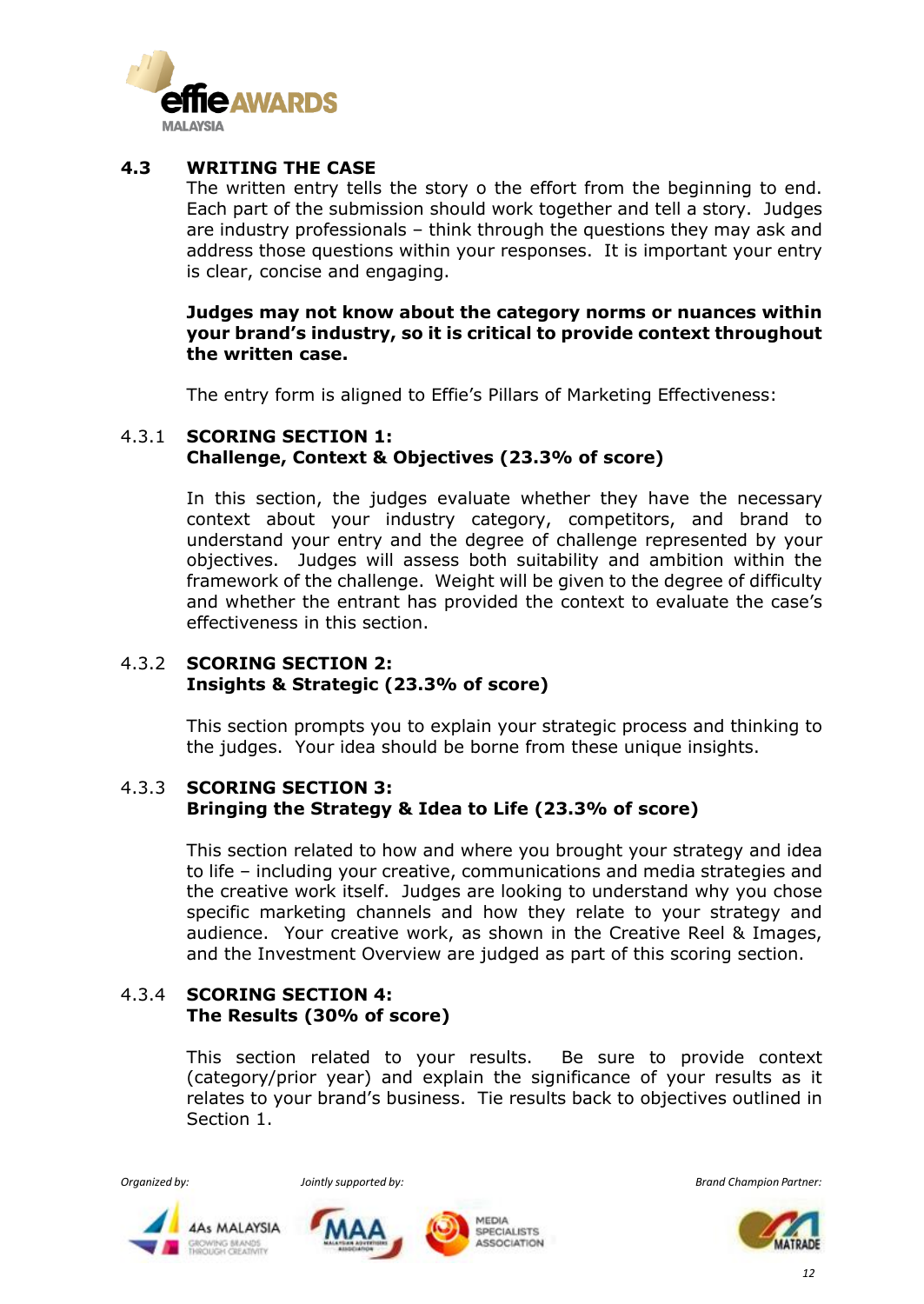## 4.3 WRITING THE CASE

The written entry tells the story o the effort from the beginning to end. Each part of the submission should work together and tell a story. Judges are industry professionals – think through the questions they may ask and address those questions within your responses. It is important your entry is clear, concise and engaging.

**Judges may not know about the category norms or nuances within your brand's industry, so it is critical to provide context throughout the written case.**

The entry form is aligned to Effie's Pillars of Marketing Effectiveness:

### 4.3.1 SCORING SECTION 1: Challenge, Context & Objectives (23.3% of score)

In this section, the judges evaluate whether they have the necessary context about your industry category, competitors, and brand to understand your entry and the degree of challenge represented by your objectives. Judges will assess both suitability and ambition within the framework of the challenge. Weight will be given to the degree of difficulty and whether the entrant has provided the context to evaluate the case's effectiveness in this section.

### 4.3.2 SCORING SECTION 2: Insights & Strategic (23.3% of score)

This section prompts you to explain your strategic process and thinking to the judges. Your idea should be borne from these unique insights.

### 4.3.3 SCORING SECTION 3: Bringing the Strategy & Idea to Life (23.3% of score)

This section related to how and where you brought your strategy and idea to life – including your creative, communications and media strategies and the creative work itself. Judges are looking to understand why you chose specific marketing channels and how they relate to your strategy and audience. Your creative work, as shown in the Creative Reel & Images, and the Investment Overview are judged as part of this scoring section.

### 4.3.4 SCORING SECTION 4: The Results (30% of score)

This section related to your results. Be sure to provide context (category/prior year) and explain the significance of your results as it relates to your brand's business. Tie results back to objectives outlined in Section 1.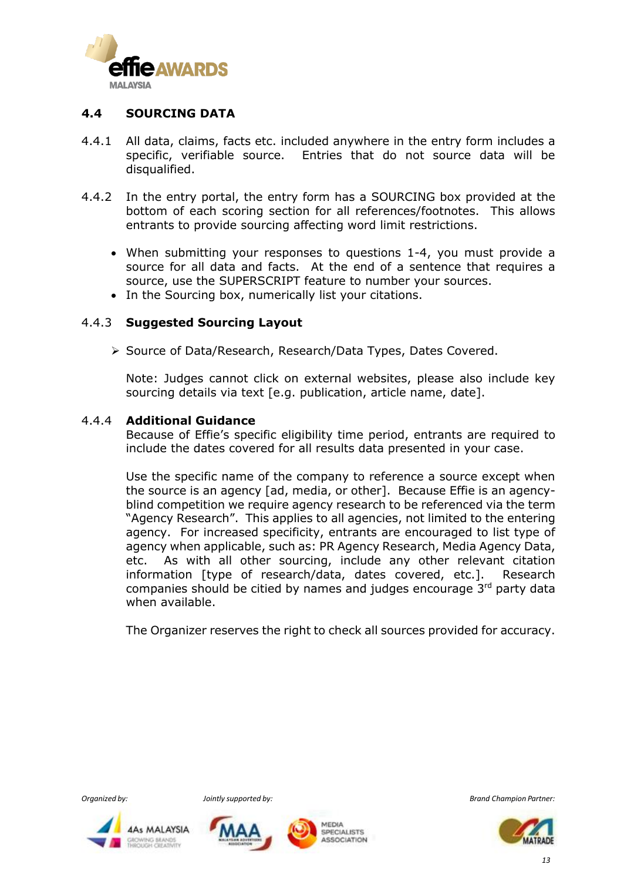## 4.4 SOURCING DATA

4.4.1 All data, claims, facts etc. included anywhere in the entry form includes a specific, verifiable source. Entries that do not source data will be disqualified.

4.4.2 In the entry portal, the entry form has a SOURCING box provided at the bottom of each scoring section for all references/footnotes. This allows entrants to provide sourcing affecting word limit restrictions.

- When submitting your responses to questions 1-4, you must provide a source for all data and facts. At the end of a sentence that requires a source, use the SUPERSCRIPT feature to number your sources.
- In the Sourcing box, numerically list your citations.

### 4.4.3 Suggested Sourcing Layout

- Source of Data/Research, Research/Data Types, Dates Covered.

Note: Judges cannot click on external websites, please also include key sourcing details via text [e.g. publication, article name, date].

### 4.4.4 Additional Guidance

Because of Effie's specific eligibility time period, entrants are required to include the dates covered for all results data presented in your case.

Use the specific name of the company to reference a source except when the source is an agency [ad, media, or other]. Because Effie is an agency-blind competition we require agency research to be referenced via the term "Agency Research". This applies to all agencies, not limited to the entering agency. For increased specificity, entrants are encouraged to list type of agency when applicable, such as: PR Agency Research, Media Agency Data, etc. As with all other sourcing, include any other relevant citation information [type of research/data, dates covered, etc.]. Research companies should be citied by names and judges encourage 3rd party data when available.

The Organizer reserves the right to check all sources provided for accuracy.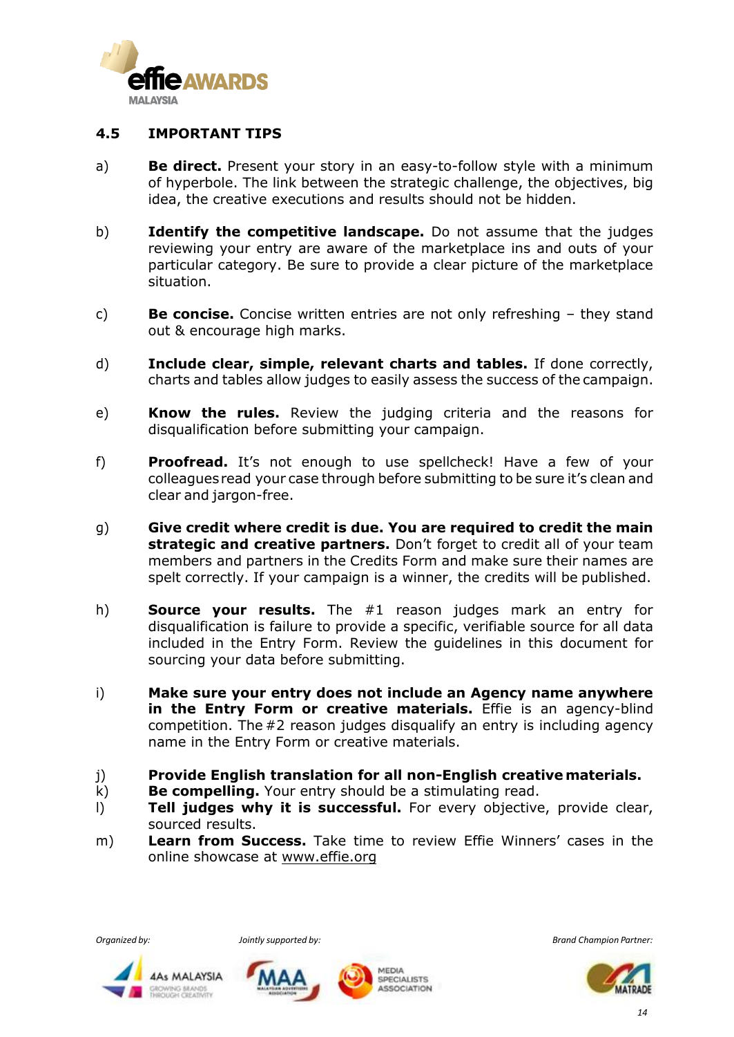## 4.5 IMPORTANT TIPS

a) **Be direct.** Present your story in an easy-to-follow style with a minimum of hyperbole. The link between the strategic challenge, the objectives, big idea, the creative executions and results should not be hidden.

b) **Identify the competitive landscape.** Do not assume that the judges reviewing your entry are aware of the marketplace ins and outs of your particular category. Be sure to provide a clear picture of the marketplace situation.

c) **Be concise.** Concise written entries are not only refreshing – they stand out & encourage high marks.

d) **Include clear, simple, relevant charts and tables.** If done correctly, charts and tables allow judges to easily assess the success of the campaign.

e) **Know the rules.** Review the judging criteria and the reasons for disqualification before submitting your campaign.

f) **Proofread.** It's not enough to use spellcheck! Have a few of your colleagues read your case through before submitting to be sure it's clean and clear and jargon-free.

g) **Give credit where credit is due. You are required to credit the main strategic and creative partners.** Don't forget to credit all of your team members and partners in the Credits Form and make sure their names are spelt correctly. If your campaign is a winner, the credits will be published.

h) **Source your results.** The #1 reason judges mark an entry for disqualification is failure to provide a specific, verifiable source for all data included in the Entry Form. Review the guidelines in this document for sourcing your data before submitting.

i) **Make sure your entry does not include an Agency name anywhere in the Entry Form or creative materials.** Effie is an agency-blind competition. The #2 reason judges disqualify an entry is including agency name in the Entry Form or creative materials.

j) **Provide English translation for all non-English creative materials.**

k) **Be compelling.** Your entry should be a stimulating read.

l) **Tell judges why it is successful.** For every objective, provide clear, sourced results.

m) **Learn from Success.** Take time to review Effie Winners' cases in the online showcase at www.effie.org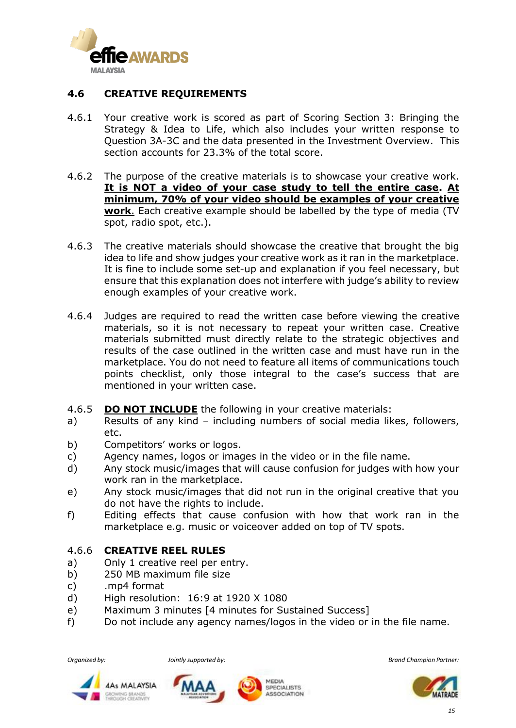## 4.6 CREATIVE REQUIREMENTS

4.6.1 Your creative work is scored as part of Scoring Section 3: Bringing the Strategy & Idea to Life, which also includes your written response to Question 3A-3C and the data presented in the Investment Overview. This section accounts for 23.3% of the total score.

4.6.2 The purpose of the creative materials is to showcase your creative work. **It is NOT a video of your case study to tell the entire case**. **At minimum, 70% of your video should be examples of your creative work**. Each creative example should be labelled by the type of media (TV spot, radio spot, etc.).

4.6.3 The creative materials should showcase the creative that brought the big idea to life and show judges your creative work as it ran in the marketplace. It is fine to include some set-up and explanation if you feel necessary, but ensure that this explanation does not interfere with judge's ability to review enough examples of your creative work.

4.6.4 Judges are required to read the written case before viewing the creative materials, so it is not necessary to repeat your written case. Creative materials submitted must directly relate to the strategic objectives and results of the case outlined in the written case and must have run in the marketplace. You do not need to feature all items of communications touch points checklist, only those integral to the case's success that are mentioned in your written case.

4.6.5 **DO NOT INCLUDE** the following in your creative materials:

a) Results of any kind – including numbers of social media likes, followers, etc.
b) Competitors' works or logos.
c) Agency names, logos or images in the video or in the file name.
d) Any stock music/images that will cause confusion for judges with how your work ran in the marketplace.
e) Any stock music/images that did not run in the original creative that you do not have the rights to include.
f) Editing effects that cause confusion with how that work ran in the marketplace e.g. music or voiceover added on top of TV spots.

4.6.6 **CREATIVE REEL RULES**

a) Only 1 creative reel per entry.
b) 250 MB maximum file size
c) .mp4 format
d) High resolution: 16:9 at 1920 X 1080
e) Maximum 3 minutes [4 minutes for Sustained Success]
f) Do not include any agency names/logos in the video or in the file name.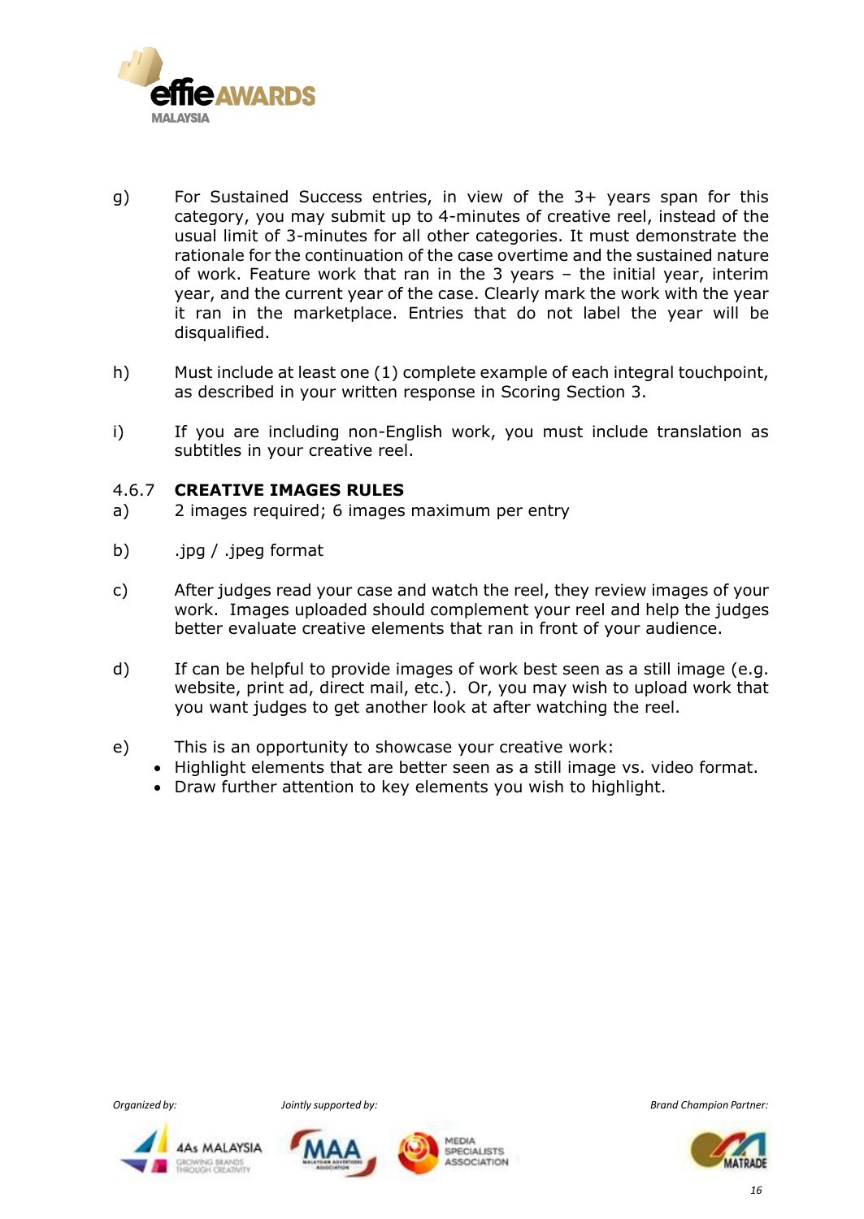g) For Sustained Success entries, in view of the 3+ years span for this category, you may submit up to 4-minutes of creative reel, instead of the usual limit of 3-minutes for all other categories. It must demonstrate the rationale for the continuation of the case overtime and the sustained nature of work. Feature work that ran in the 3 years – the initial year, interim year, and the current year of the case. Clearly mark the work with the year it ran in the marketplace. Entries that do not label the year will be disqualified.

h) Must include at least one (1) complete example of each integral touchpoint, as described in your written response in Scoring Section 3.

i) If you are including non-English work, you must include translation as subtitles in your creative reel.

### 4.6.7 CREATIVE IMAGES RULES

a) 2 images required; 6 images maximum per entry

b) .jpg / .jpeg format

c) After judges read your case and watch the reel, they review images of your work. Images uploaded should complement your reel and help the judges better evaluate creative elements that ran in front of your audience.

d) If can be helpful to provide images of work best seen as a still image (e.g. website, print ad, direct mail, etc.). Or, you may wish to upload work that you want judges to get another look at after watching the reel.

e) This is an opportunity to showcase your creative work:
- Highlight elements that are better seen as a still image vs. video format.
- Draw further attention to key elements you wish to highlight.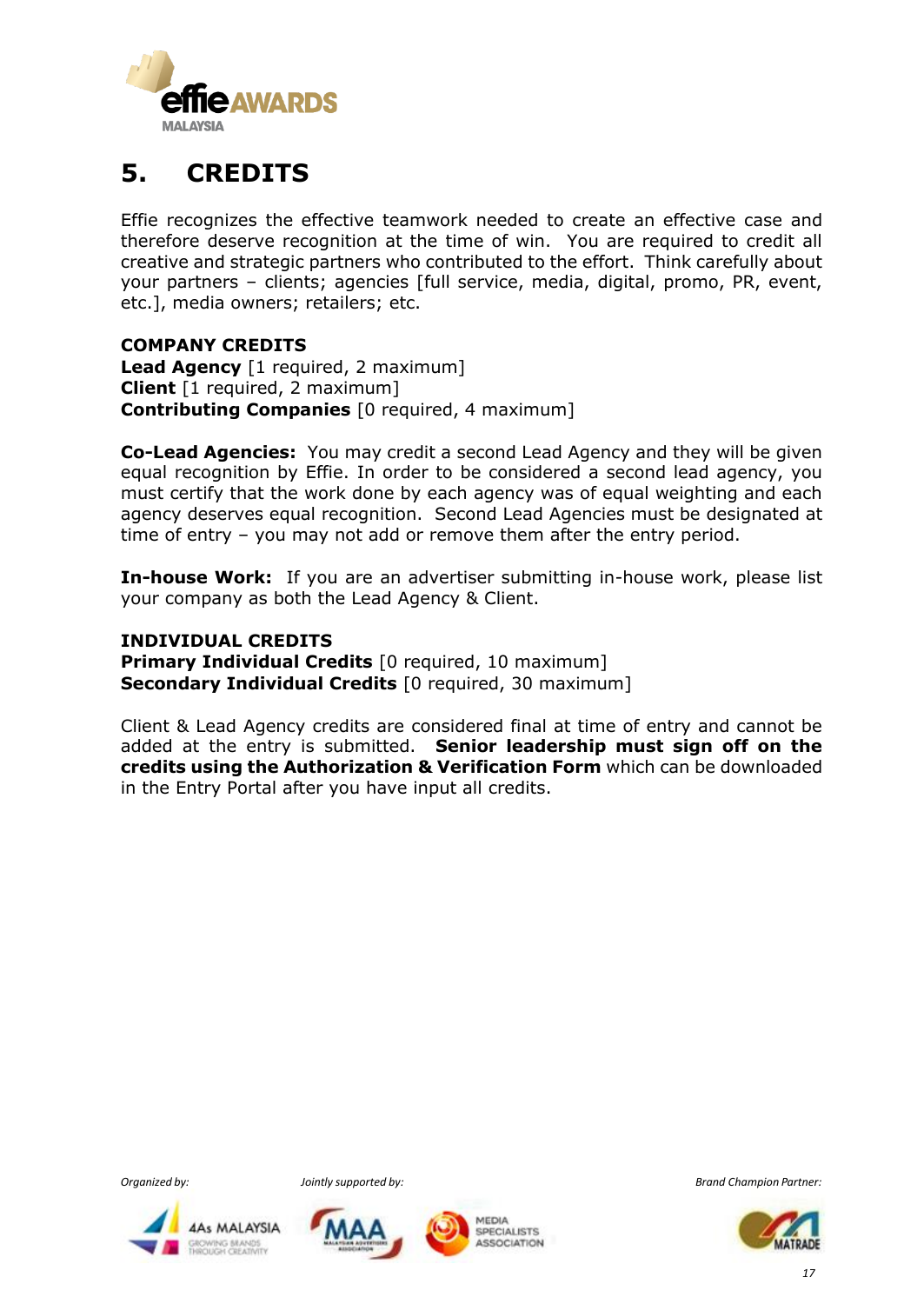## 5. CREDITS

Effie recognizes the effective teamwork needed to create an effective case and therefore deserve recognition at the time of win. You are required to credit all creative and strategic partners who contributed to the effort. Think carefully about your partners – clients; agencies [full service, media, digital, promo, PR, event, etc.], media owners; retailers; etc.

**COMPANY CREDITS**
**Lead Agency** [1 required, 2 maximum]
**Client** [1 required, 2 maximum]
**Contributing Companies** [0 required, 4 maximum]

**Co-Lead Agencies:** You may credit a second Lead Agency and they will be given equal recognition by Effie. In order to be considered a second lead agency, you must certify that the work done by each agency was of equal weighting and each agency deserves equal recognition. Second Lead Agencies must be designated at time of entry – you may not add or remove them after the entry period.

**In-house Work:** If you are an advertiser submitting in-house work, please list your company as both the Lead Agency & Client.

**INDIVIDUAL CREDITS**
**Primary Individual Credits** [0 required, 10 maximum]
**Secondary Individual Credits** [0 required, 30 maximum]

Client & Lead Agency credits are considered final at time of entry and cannot be added at the entry is submitted. **Senior leadership must sign off on the credits using the Authorization & Verification Form** which can be downloaded in the Entry Portal after you have input all credits.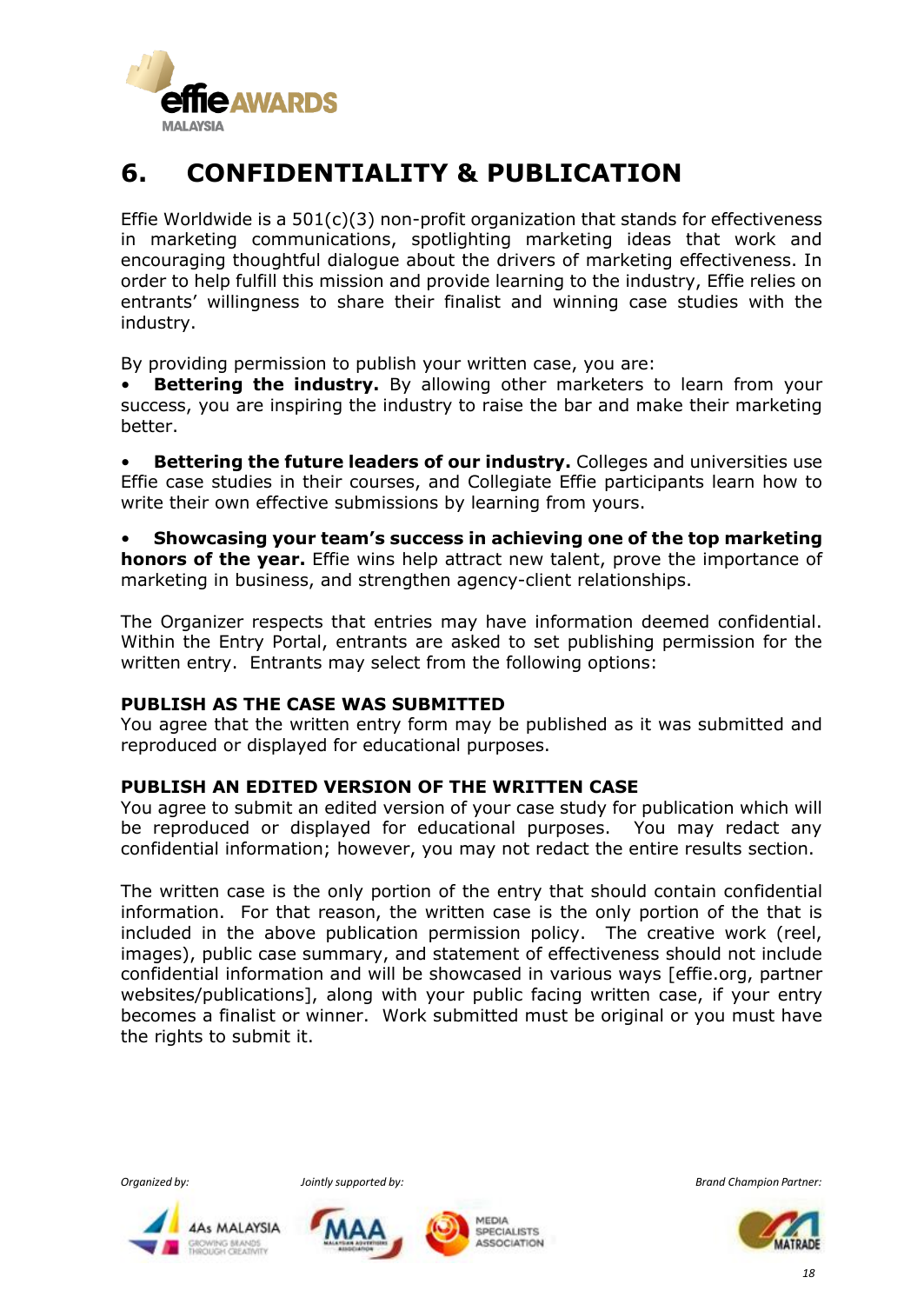# 6. CONFIDENTIALITY & PUBLICATION

Effie Worldwide is a 501(c)(3) non-profit organization that stands for effectiveness in marketing communications, spotlighting marketing ideas that work and encouraging thoughtful dialogue about the drivers of marketing effectiveness. In order to help fulfill this mission and provide learning to the industry, Effie relies on entrants' willingness to share their finalist and winning case studies with the industry.

By providing permission to publish your written case, you are:

- **Bettering the industry.** By allowing other marketers to learn from your success, you are inspiring the industry to raise the bar and make their marketing better.

- **Bettering the future leaders of our industry.** Colleges and universities use Effie case studies in their courses, and Collegiate Effie participants learn how to write their own effective submissions by learning from yours.

- **Showcasing your team's success in achieving one of the top marketing honors of the year.** Effie wins help attract new talent, prove the importance of marketing in business, and strengthen agency-client relationships.

The Organizer respects that entries may have information deemed confidential. Within the Entry Portal, entrants are asked to set publishing permission for the written entry. Entrants may select from the following options:

**PUBLISH AS THE CASE WAS SUBMITTED**
You agree that the written entry form may be published as it was submitted and reproduced or displayed for educational purposes.

**PUBLISH AN EDITED VERSION OF THE WRITTEN CASE**
You agree to submit an edited version of your case study for publication which will be reproduced or displayed for educational purposes. You may redact any confidential information; however, you may not redact the entire results section.

The written case is the only portion of the entry that should contain confidential information. For that reason, the written case is the only portion of the that is included in the above publication permission policy. The creative work (reel, images), public case summary, and statement of effectiveness should not include confidential information and will be showcased in various ways [effie.org, partner websites/publications], along with your public facing written case, if your entry becomes a finalist or winner. Work submitted must be original or you must have the rights to submit it.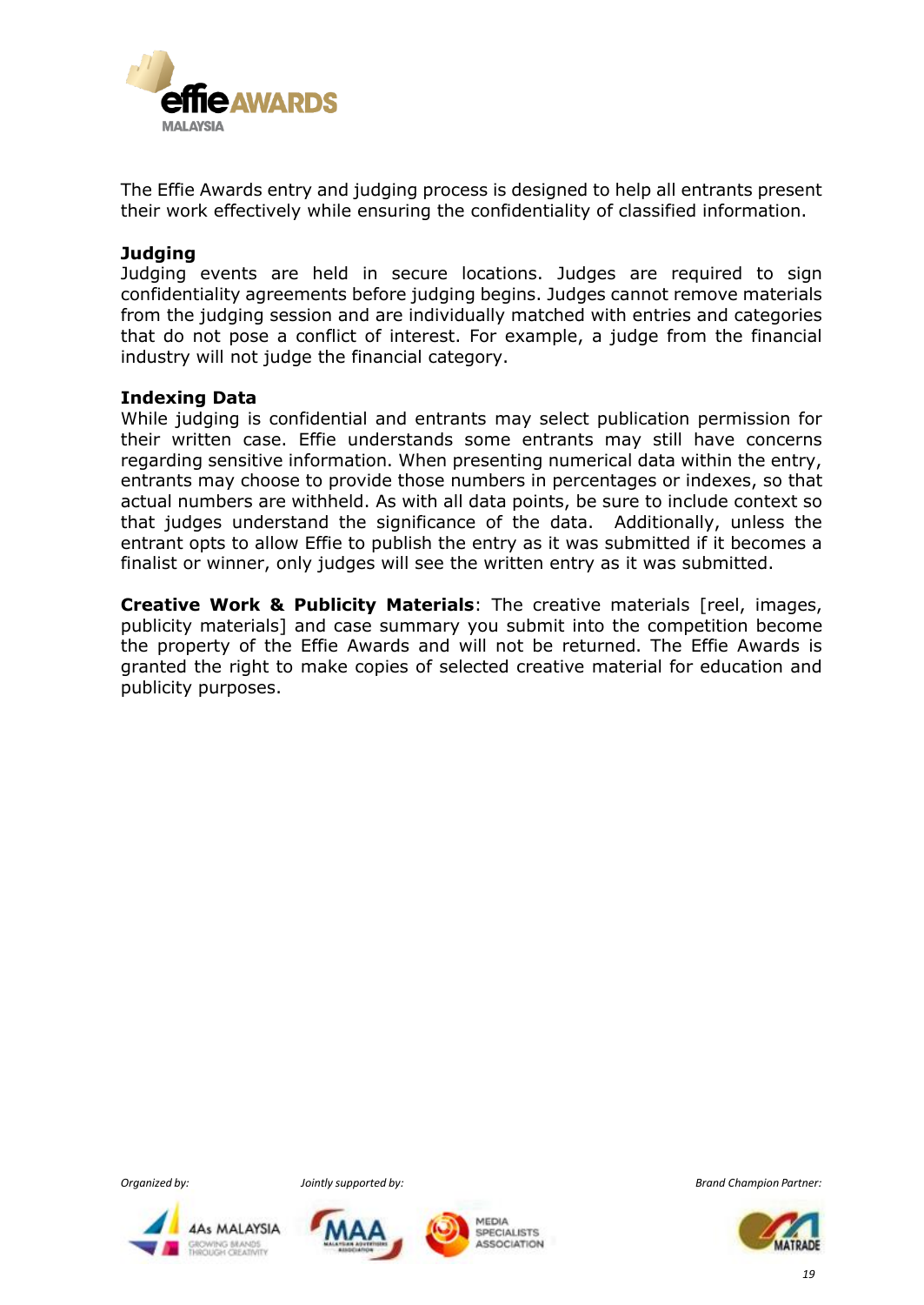The Effie Awards entry and judging process is designed to help all entrants present their work effectively while ensuring the confidentiality of classified information.

**Judging**

Judging events are held in secure locations. Judges are required to sign confidentiality agreements before judging begins. Judges cannot remove materials from the judging session and are individually matched with entries and categories that do not pose a conflict of interest. For example, a judge from the financial industry will not judge the financial category.

**Indexing Data**

While judging is confidential and entrants may select publication permission for their written case. Effie understands some entrants may still have concerns regarding sensitive information. When presenting numerical data within the entry, entrants may choose to provide those numbers in percentages or indexes, so that actual numbers are withheld. As with all data points, be sure to include context so that judges understand the significance of the data. Additionally, unless the entrant opts to allow Effie to publish the entry as it was submitted if it becomes a finalist or winner, only judges will see the written entry as it was submitted.

**Creative Work & Publicity Materials**: The creative materials [reel, images, publicity materials] and case summary you submit into the competition become the property of the Effie Awards and will not be returned. The Effie Awards is granted the right to make copies of selected creative material for education and publicity purposes.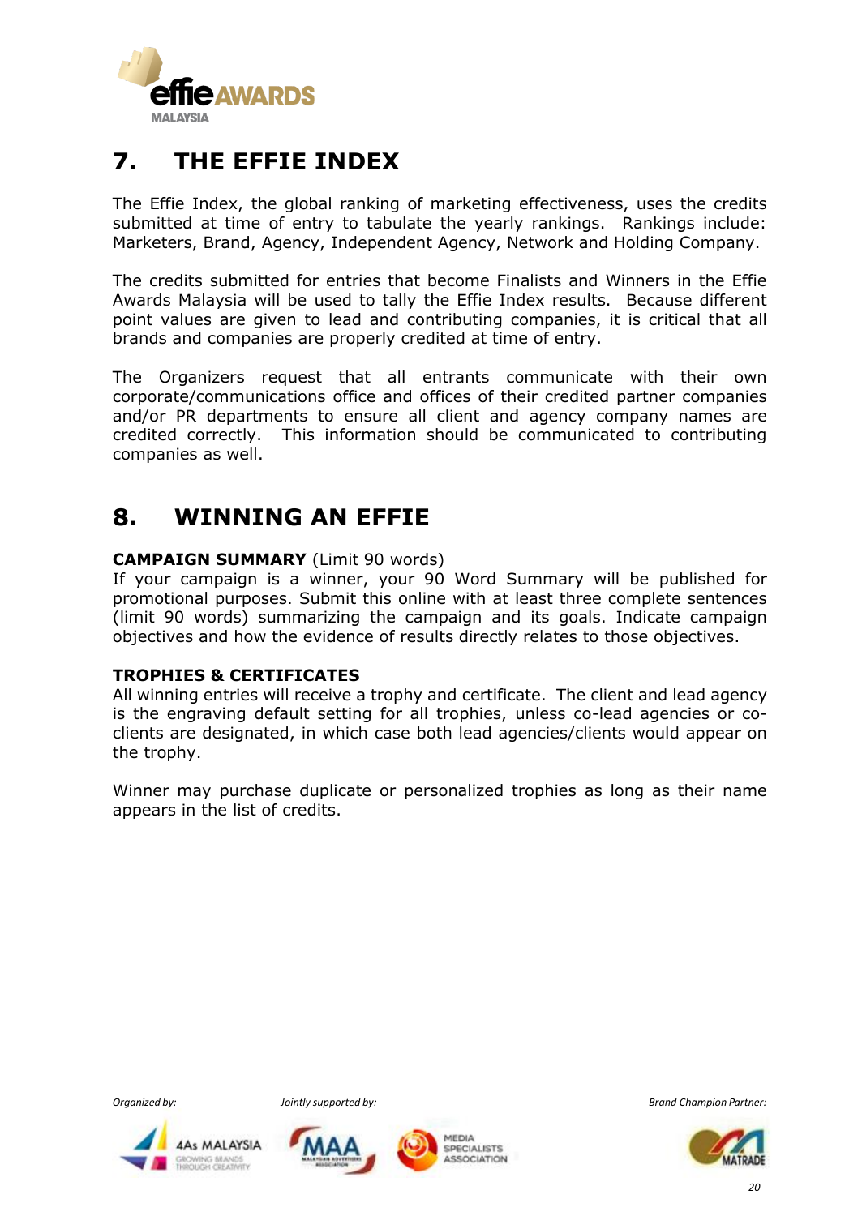## 7. THE EFFIE INDEX

The Effie Index, the global ranking of marketing effectiveness, uses the credits submitted at time of entry to tabulate the yearly rankings. Rankings include: Marketers, Brand, Agency, Independent Agency, Network and Holding Company.

The credits submitted for entries that become Finalists and Winners in the Effie Awards Malaysia will be used to tally the Effie Index results. Because different point values are given to lead and contributing companies, it is critical that all brands and companies are properly credited at time of entry.

The Organizers request that all entrants communicate with their own corporate/communications office and offices of their credited partner companies and/or PR departments to ensure all client and agency company names are credited correctly. This information should be communicated to contributing companies as well.

## 8. WINNING AN EFFIE

**CAMPAIGN SUMMARY** (Limit 90 words)
If your campaign is a winner, your 90 Word Summary will be published for promotional purposes. Submit this online with at least three complete sentences (limit 90 words) summarizing the campaign and its goals. Indicate campaign objectives and how the evidence of results directly relates to those objectives.

**TROPHIES & CERTIFICATES**
All winning entries will receive a trophy and certificate. The client and lead agency is the engraving default setting for all trophies, unless co-lead agencies or co-clients are designated, in which case both lead agencies/clients would appear on the trophy.

Winner may purchase duplicate or personalized trophies as long as their name appears in the list of credits.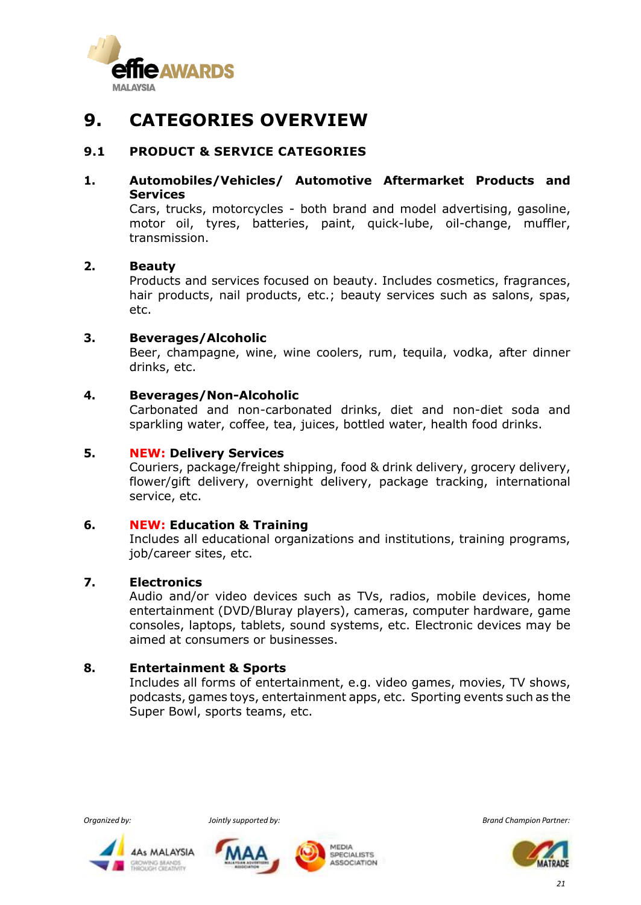# 9. CATEGORIES OVERVIEW

## 9.1 PRODUCT & SERVICE CATEGORIES

**1. Automobiles/Vehicles/ Automotive Aftermarket Products and Services**

Cars, trucks, motorcycles - both brand and model advertising, gasoline, motor oil, tyres, batteries, paint, quick-lube, oil-change, muffler, transmission.

**2. Beauty**

Products and services focused on beauty. Includes cosmetics, fragrances, hair products, nail products, etc.; beauty services such as salons, spas, etc.

**3. Beverages/Alcoholic**

Beer, champagne, wine, wine coolers, rum, tequila, vodka, after dinner drinks, etc.

**4. Beverages/Non-Alcoholic**

Carbonated and non-carbonated drinks, diet and non-diet soda and sparkling water, coffee, tea, juices, bottled water, health food drinks.

**5. NEW: Delivery Services**

Couriers, package/freight shipping, food & drink delivery, grocery delivery, flower/gift delivery, overnight delivery, package tracking, international service, etc.

**6. NEW: Education & Training**

Includes all educational organizations and institutions, training programs, job/career sites, etc.

**7. Electronics**

Audio and/or video devices such as TVs, radios, mobile devices, home entertainment (DVD/Bluray players), cameras, computer hardware, game consoles, laptops, tablets, sound systems, etc. Electronic devices may be aimed at consumers or businesses.

**8. Entertainment & Sports**

Includes all forms of entertainment, e.g. video games, movies, TV shows, podcasts, games toys, entertainment apps, etc. Sporting events such as the Super Bowl, sports teams, etc.

*Organized by:* 4As MALAYSIA *Jointly supported by:* MAA, MEDIA SPECIALISTS ASSOCIATION *Brand Champion Partner:* MATRADE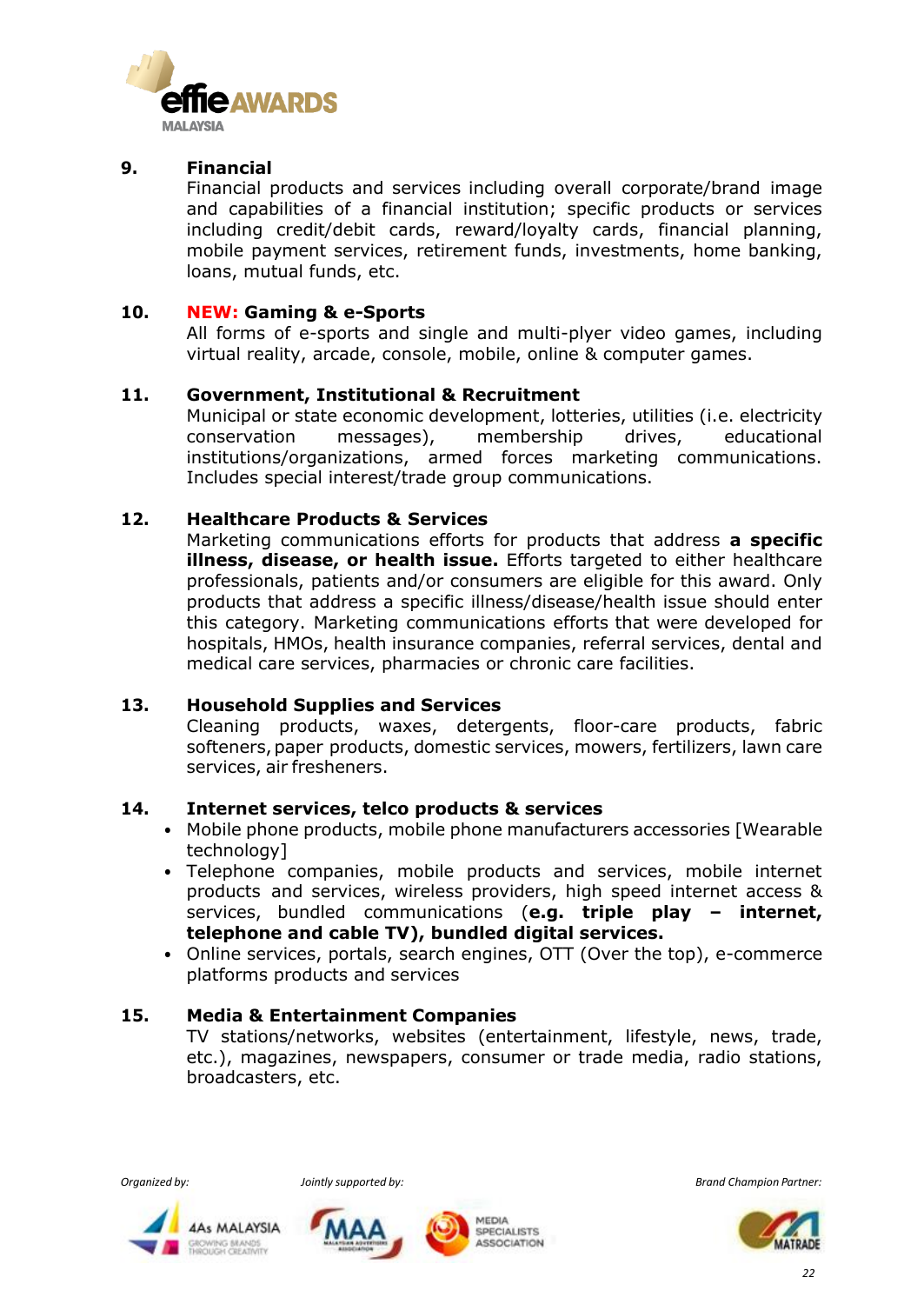**9. Financial**

Financial products and services including overall corporate/brand image and capabilities of a financial institution; specific products or services including credit/debit cards, reward/loyalty cards, financial planning, mobile payment services, retirement funds, investments, home banking, loans, mutual funds, etc.

**10. NEW: Gaming & e-Sports**

All forms of e-sports and single and multi-plyer video games, including virtual reality, arcade, console, mobile, online & computer games.

**11. Government, Institutional & Recruitment**

Municipal or state economic development, lotteries, utilities (i.e. electricity conservation messages), membership drives, educational institutions/organizations, armed forces marketing communications. Includes special interest/trade group communications.

**12. Healthcare Products & Services**

Marketing communications efforts for products that address **a specific illness, disease, or health issue.** Efforts targeted to either healthcare professionals, patients and/or consumers are eligible for this award. Only products that address a specific illness/disease/health issue should enter this category. Marketing communications efforts that were developed for hospitals, HMOs, health insurance companies, referral services, dental and medical care services, pharmacies or chronic care facilities.

**13. Household Supplies and Services**

Cleaning products, waxes, detergents, floor-care products, fabric softeners, paper products, domestic services, mowers, fertilizers, lawn care services, air fresheners.

**14. Internet services, telco products & services**

- Mobile phone products, mobile phone manufacturers accessories [Wearable technology]
- Telephone companies, mobile products and services, mobile internet products and services, wireless providers, high speed internet access & services, bundled communications (**e.g. triple play – internet, telephone and cable TV), bundled digital services.**
- Online services, portals, search engines, OTT (Over the top), e-commerce platforms products and services

**15. Media & Entertainment Companies**

TV stations/networks, websites (entertainment, lifestyle, news, trade, etc.), magazines, newspapers, consumer or trade media, radio stations, broadcasters, etc.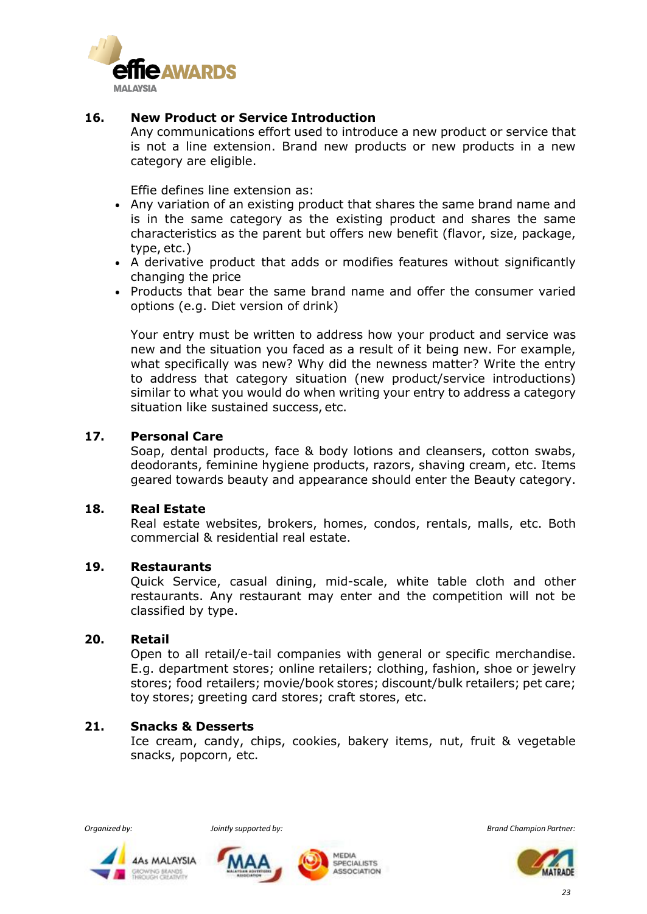**16. New Product or Service Introduction**

Any communications effort used to introduce a new product or service that is not a line extension. Brand new products or new products in a new category are eligible.

Effie defines line extension as:

- Any variation of an existing product that shares the same brand name and is in the same category as the existing product and shares the same characteristics as the parent but offers new benefit (flavor, size, package, type, etc.)
- A derivative product that adds or modifies features without significantly changing the price
- Products that bear the same brand name and offer the consumer varied options (e.g. Diet version of drink)

Your entry must be written to address how your product and service was new and the situation you faced as a result of it being new. For example, what specifically was new? Why did the newness matter? Write the entry to address that category situation (new product/service introductions) similar to what you would do when writing your entry to address a category situation like sustained success, etc.

**17. Personal Care**

Soap, dental products, face & body lotions and cleansers, cotton swabs, deodorants, feminine hygiene products, razors, shaving cream, etc. Items geared towards beauty and appearance should enter the Beauty category.

**18. Real Estate**

Real estate websites, brokers, homes, condos, rentals, malls, etc. Both commercial & residential real estate.

**19. Restaurants**

Quick Service, casual dining, mid-scale, white table cloth and other restaurants. Any restaurant may enter and the competition will not be classified by type.

**20. Retail**

Open to all retail/e-tail companies with general or specific merchandise. E.g. department stores; online retailers; clothing, fashion, shoe or jewelry stores; food retailers; movie/book stores; discount/bulk retailers; pet care; toy stores; greeting card stores; craft stores, etc.

**21. Snacks & Desserts**

Ice cream, candy, chips, cookies, bakery items, nut, fruit & vegetable snacks, popcorn, etc.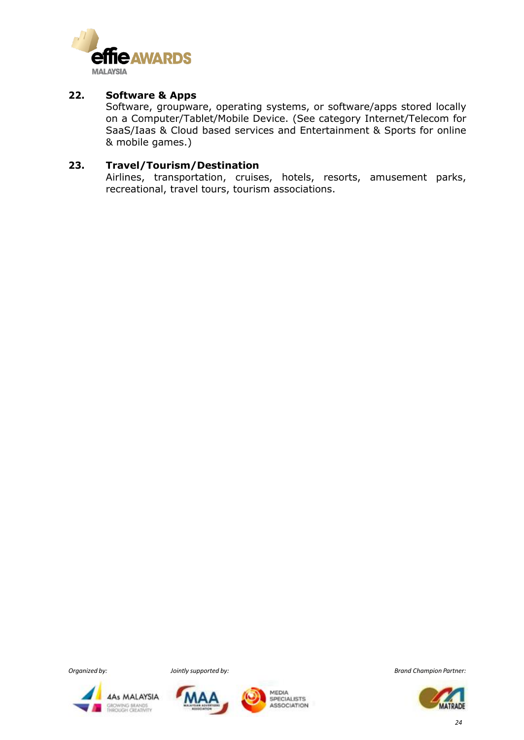**22. Software & Apps**

Software, groupware, operating systems, or software/apps stored locally on a Computer/Tablet/Mobile Device. (See category Internet/Telecom for SaaS/Iaas & Cloud based services and Entertainment & Sports for online & mobile games.)

**23. Travel/Tourism/Destination**

Airlines, transportation, cruises, hotels, resorts, amusement parks, recreational, travel tours, tourism associations.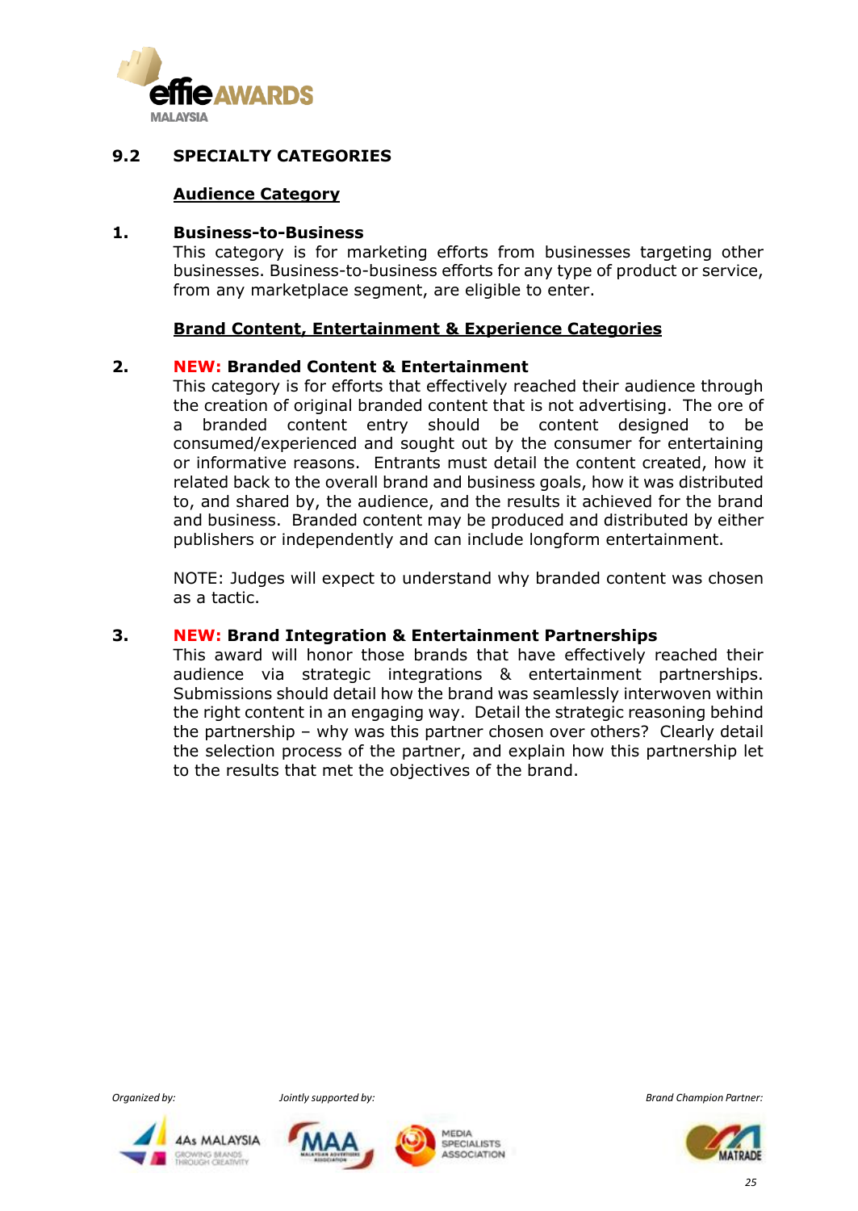## 9.2 SPECIALTY CATEGORIES

### Audience Category

**1. Business-to-Business**

This category is for marketing efforts from businesses targeting other businesses. Business-to-business efforts for any type of product or service, from any marketplace segment, are eligible to enter.

### Brand Content, Entertainment & Experience Categories

**2. NEW: Branded Content & Entertainment**

This category is for efforts that effectively reached their audience through the creation of original branded content that is not advertising. The ore of a branded content entry should be content designed to be consumed/experienced and sought out by the consumer for entertaining or informative reasons. Entrants must detail the content created, how it related back to the overall brand and business goals, how it was distributed to, and shared by, the audience, and the results it achieved for the brand and business. Branded content may be produced and distributed by either publishers or independently and can include longform entertainment.

NOTE: Judges will expect to understand why branded content was chosen as a tactic.

**3. NEW: Brand Integration & Entertainment Partnerships**

This award will honor those brands that have effectively reached their audience via strategic integrations & entertainment partnerships. Submissions should detail how the brand was seamlessly interwoven within the right content in an engaging way. Detail the strategic reasoning behind the partnership – why was this partner chosen over others? Clearly detail the selection process of the partner, and explain how this partnership let to the results that met the objectives of the brand.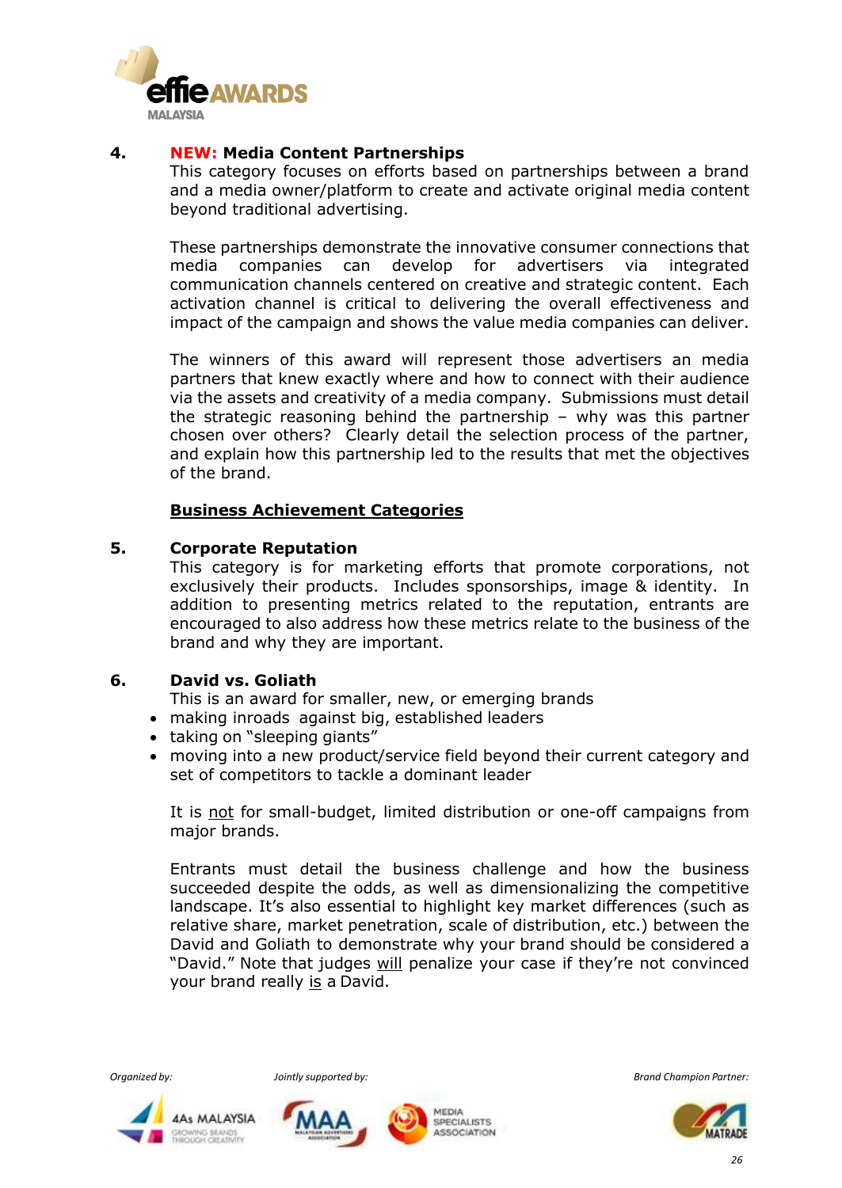## 4. **NEW:** Media Content Partnerships

This category focuses on efforts based on partnerships between a brand and a media owner/platform to create and activate original media content beyond traditional advertising.

These partnerships demonstrate the innovative consumer connections that media companies can develop for advertisers via integrated communication channels centered on creative and strategic content. Each activation channel is critical to delivering the overall effectiveness and impact of the campaign and shows the value media companies can deliver.

The winners of this award will represent those advertisers an media partners that knew exactly where and how to connect with their audience via the assets and creativity of a media company. Submissions must detail the strategic reasoning behind the partnership – why was this partner chosen over others? Clearly detail the selection process of the partner, and explain how this partnership led to the results that met the objectives of the brand.

**Business Achievement Categories**

## 5. Corporate Reputation

This category is for marketing efforts that promote corporations, not exclusively their products. Includes sponsorships, image & identity. In addition to presenting metrics related to the reputation, entrants are encouraged to also address how these metrics relate to the business of the brand and why they are important.

## 6. David vs. Goliath

This is an award for smaller, new, or emerging brands

- making inroads against big, established leaders
- taking on "sleeping giants"
- moving into a new product/service field beyond their current category and set of competitors to tackle a dominant leader

It is not for small-budget, limited distribution or one-off campaigns from major brands.

Entrants must detail the business challenge and how the business succeeded despite the odds, as well as dimensionalizing the competitive landscape. It's also essential to highlight key market differences (such as relative share, market penetration, scale of distribution, etc.) between the David and Goliath to demonstrate why your brand should be considered a "David." Note that judges will penalize your case if they're not convinced your brand really is a David.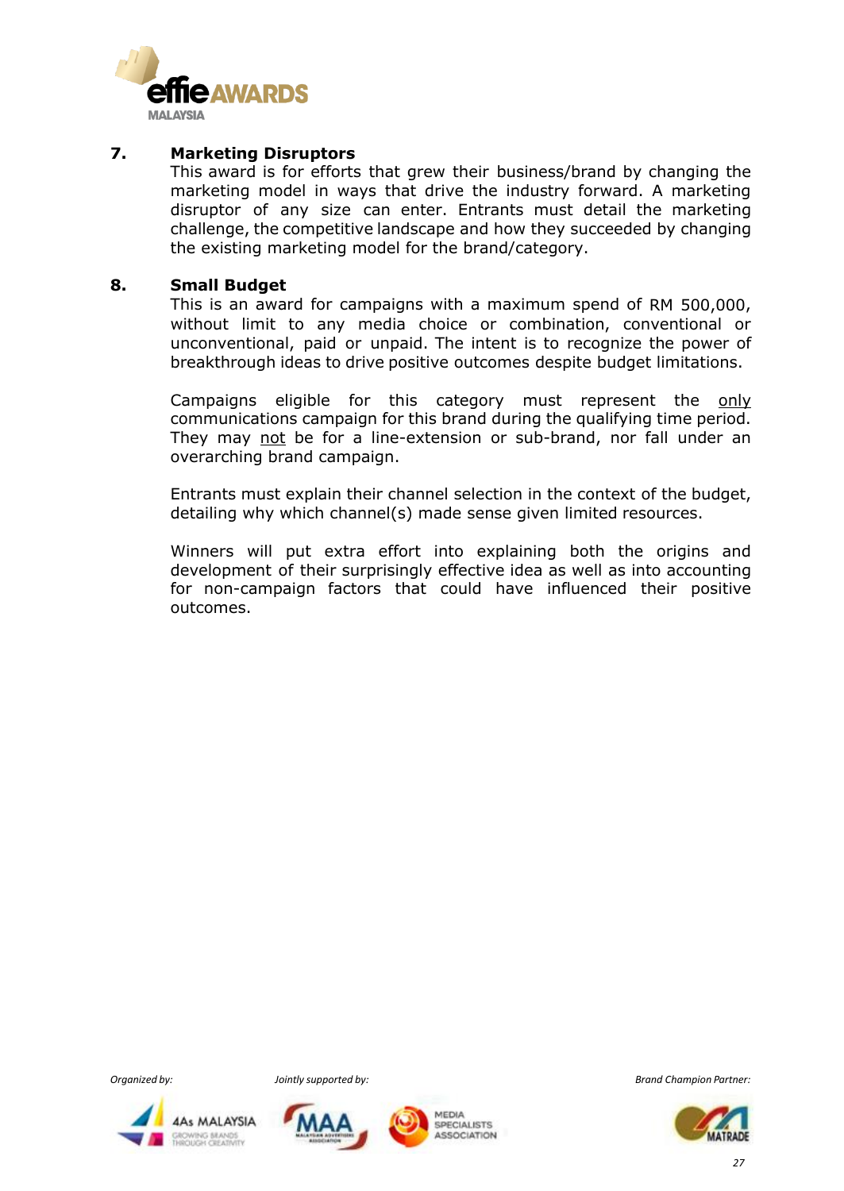### 7. Marketing Disruptors

This award is for efforts that grew their business/brand by changing the marketing model in ways that drive the industry forward. A marketing disruptor of any size can enter. Entrants must detail the marketing challenge, the competitive landscape and how they succeeded by changing the existing marketing model for the brand/category.

### 8. Small Budget

This is an award for campaigns with a maximum spend of RM 500,000, without limit to any media choice or combination, conventional or unconventional, paid or unpaid. The intent is to recognize the power of breakthrough ideas to drive positive outcomes despite budget limitations.

Campaigns eligible for this category must represent the <u>only</u> communications campaign for this brand during the qualifying time period. They may <u>not</u> be for a line-extension or sub-brand, nor fall under an overarching brand campaign.

Entrants must explain their channel selection in the context of the budget, detailing why which channel(s) made sense given limited resources.

Winners will put extra effort into explaining both the origins and development of their surprisingly effective idea as well as into accounting for non-campaign factors that could have influenced their positive outcomes.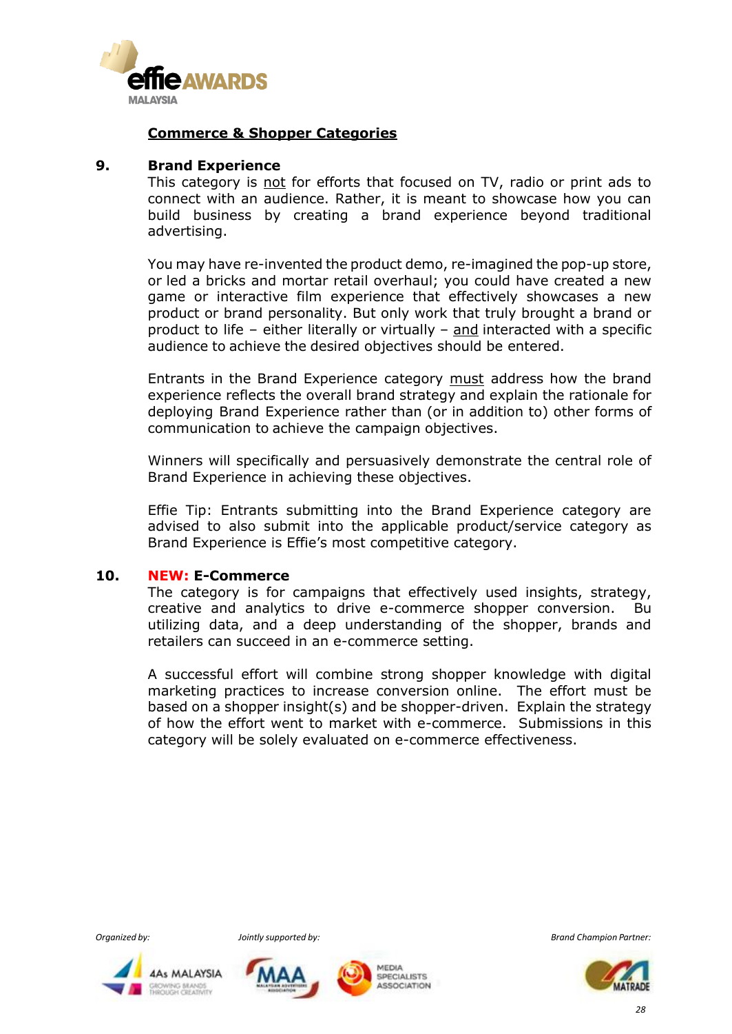## Commerce & Shopper Categories

### 9. Brand Experience

This category is not for efforts that focused on TV, radio or print ads to connect with an audience. Rather, it is meant to showcase how you can build business by creating a brand experience beyond traditional advertising.

You may have re-invented the product demo, re-imagined the pop-up store, or led a bricks and mortar retail overhaul; you could have created a new game or interactive film experience that effectively showcases a new product or brand personality. But only work that truly brought a brand or product to life – either literally or virtually – and interacted with a specific audience to achieve the desired objectives should be entered.

Entrants in the Brand Experience category must address how the brand experience reflects the overall brand strategy and explain the rationale for deploying Brand Experience rather than (or in addition to) other forms of communication to achieve the campaign objectives.

Winners will specifically and persuasively demonstrate the central role of Brand Experience in achieving these objectives.

Effie Tip: Entrants submitting into the Brand Experience category are advised to also submit into the applicable product/service category as Brand Experience is Effie's most competitive category.

### 10. NEW: E-Commerce

The category is for campaigns that effectively used insights, strategy, creative and analytics to drive e-commerce shopper conversion. Bu utilizing data, and a deep understanding of the shopper, brands and retailers can succeed in an e-commerce setting.

A successful effort will combine strong shopper knowledge with digital marketing practices to increase conversion online. The effort must be based on a shopper insight(s) and be shopper-driven. Explain the strategy of how the effort went to market with e-commerce. Submissions in this category will be solely evaluated on e-commerce effectiveness.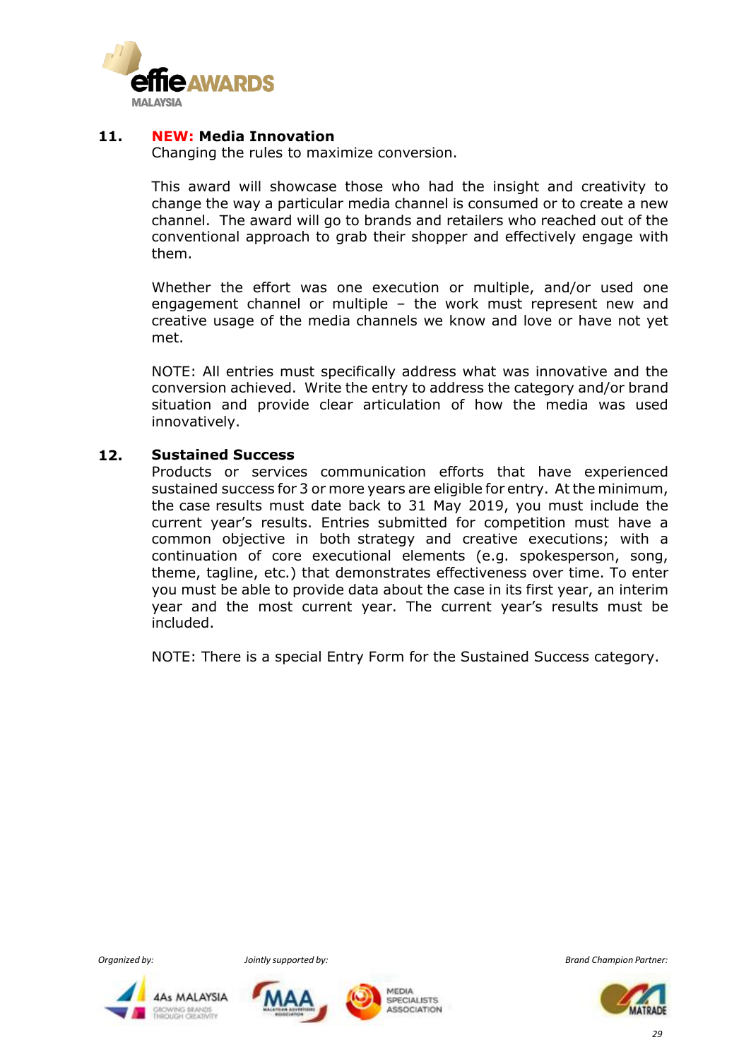**11. NEW: Media Innovation**

Changing the rules to maximize conversion.

This award will showcase those who had the insight and creativity to change the way a particular media channel is consumed or to create a new channel. The award will go to brands and retailers who reached out of the conventional approach to grab their shopper and effectively engage with them.

Whether the effort was one execution or multiple, and/or used one engagement channel or multiple – the work must represent new and creative usage of the media channels we know and love or have not yet met.

NOTE: All entries must specifically address what was innovative and the conversion achieved. Write the entry to address the category and/or brand situation and provide clear articulation of how the media was used innovatively.

**12. Sustained Success**

Products or services communication efforts that have experienced sustained success for 3 or more years are eligible for entry. At the minimum, the case results must date back to 31 May 2019, you must include the current year's results. Entries submitted for competition must have a common objective in both strategy and creative executions; with a continuation of core executional elements (e.g. spokesperson, song, theme, tagline, etc.) that demonstrates effectiveness over time. To enter you must be able to provide data about the case in its first year, an interim year and the most current year. The current year's results must be included.

NOTE: There is a special Entry Form for the Sustained Success category.

*Organized by:* *Jointly supported by:* *Brand Champion Partner:*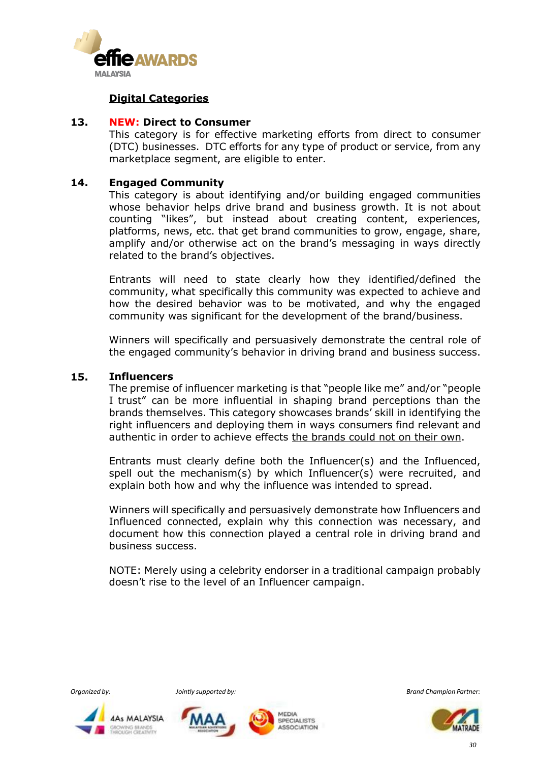## Digital Categories

**13. NEW: Direct to Consumer**

This category is for effective marketing efforts from direct to consumer (DTC) businesses. DTC efforts for any type of product or service, from any marketplace segment, are eligible to enter.

**14. Engaged Community**

This category is about identifying and/or building engaged communities whose behavior helps drive brand and business growth. It is not about counting "likes", but instead about creating content, experiences, platforms, news, etc. that get brand communities to grow, engage, share, amplify and/or otherwise act on the brand's messaging in ways directly related to the brand's objectives.

Entrants will need to state clearly how they identified/defined the community, what specifically this community was expected to achieve and how the desired behavior was to be motivated, and why the engaged community was significant for the development of the brand/business.

Winners will specifically and persuasively demonstrate the central role of the engaged community's behavior in driving brand and business success.

**15. Influencers**

The premise of influencer marketing is that "people like me" and/or "people I trust" can be more influential in shaping brand perceptions than the brands themselves. This category showcases brands' skill in identifying the right influencers and deploying them in ways consumers find relevant and authentic in order to achieve effects <u>the brands could not on their own</u>.

Entrants must clearly define both the Influencer(s) and the Influenced, spell out the mechanism(s) by which Influencer(s) were recruited, and explain both how and why the influence was intended to spread.

Winners will specifically and persuasively demonstrate how Influencers and Influenced connected, explain why this connection was necessary, and document how this connection played a central role in driving brand and business success.

NOTE: Merely using a celebrity endorser in a traditional campaign probably doesn't rise to the level of an Influencer campaign.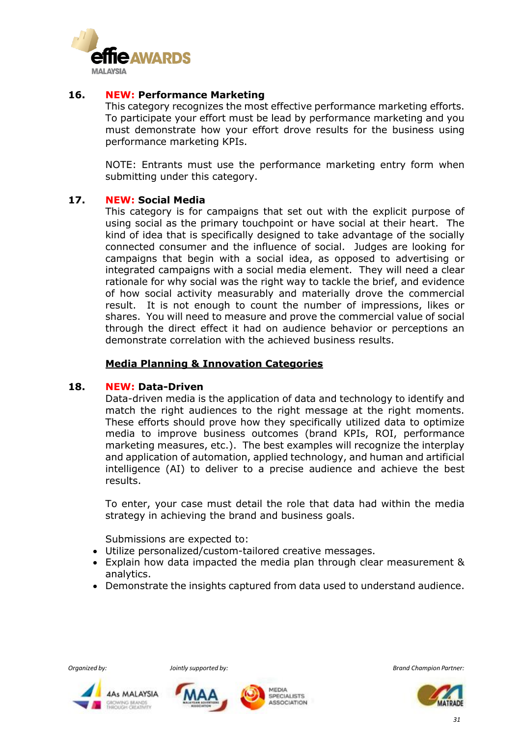**16. NEW: Performance Marketing**

This category recognizes the most effective performance marketing efforts. To participate your effort must be lead by performance marketing and you must demonstrate how your effort drove results for the business using performance marketing KPIs.

NOTE: Entrants must use the performance marketing entry form when submitting under this category.

**17. NEW: Social Media**

This category is for campaigns that set out with the explicit purpose of using social as the primary touchpoint or have social at their heart. The kind of idea that is specifically designed to take advantage of the socially connected consumer and the influence of social. Judges are looking for campaigns that begin with a social idea, as opposed to advertising or integrated campaigns with a social media element. They will need a clear rationale for why social was the right way to tackle the brief, and evidence of how social activity measurably and materially drove the commercial result. It is not enough to count the number of impressions, likes or shares. You will need to measure and prove the commercial value of social through the direct effect it had on audience behavior or perceptions an demonstrate correlation with the achieved business results.

## Media Planning & Innovation Categories

**18. NEW: Data-Driven**

Data-driven media is the application of data and technology to identify and match the right audiences to the right message at the right moments. These efforts should prove how they specifically utilized data to optimize media to improve business outcomes (brand KPIs, ROI, performance marketing measures, etc.). The best examples will recognize the interplay and application of automation, applied technology, and human and artificial intelligence (AI) to deliver to a precise audience and achieve the best results.

To enter, your case must detail the role that data had within the media strategy in achieving the brand and business goals.

Submissions are expected to:

- Utilize personalized/custom-tailored creative messages.
- Explain how data impacted the media plan through clear measurement & analytics.
- Demonstrate the insights captured from data used to understand audience.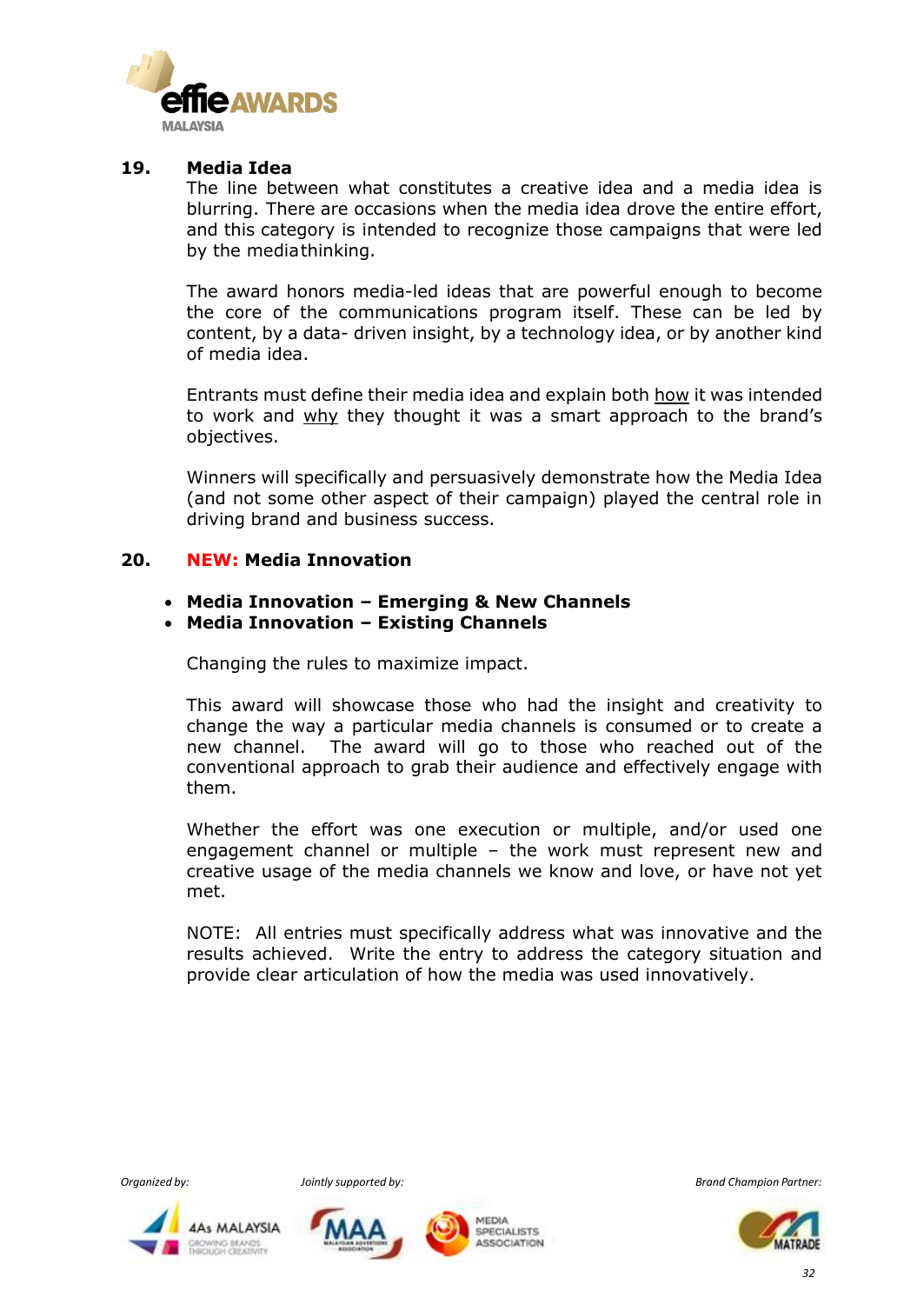## 19. Media Idea

The line between what constitutes a creative idea and a media idea is blurring. There are occasions when the media idea drove the entire effort, and this category is intended to recognize those campaigns that were led by the mediathinking.

The award honors media-led ideas that are powerful enough to become the core of the communications program itself. These can be led by content, by a data- driven insight, by a technology idea, or by another kind of media idea.

Entrants must define their media idea and explain both how it was intended to work and why they thought it was a smart approach to the brand's objectives.

Winners will specifically and persuasively demonstrate how the Media Idea (and not some other aspect of their campaign) played the central role in driving brand and business success.

## 20. NEW: Media Innovation

- **Media Innovation – Emerging & New Channels**
- **Media Innovation – Existing Channels**

Changing the rules to maximize impact.

This award will showcase those who had the insight and creativity to change the way a particular media channels is consumed or to create a new channel. The award will go to those who reached out of the conventional approach to grab their audience and effectively engage with them.

Whether the effort was one execution or multiple, and/or used one engagement channel or multiple – the work must represent new and creative usage of the media channels we know and love, or have not yet met.

NOTE: All entries must specifically address what was innovative and the results achieved. Write the entry to address the category situation and provide clear articulation of how the media was used innovatively.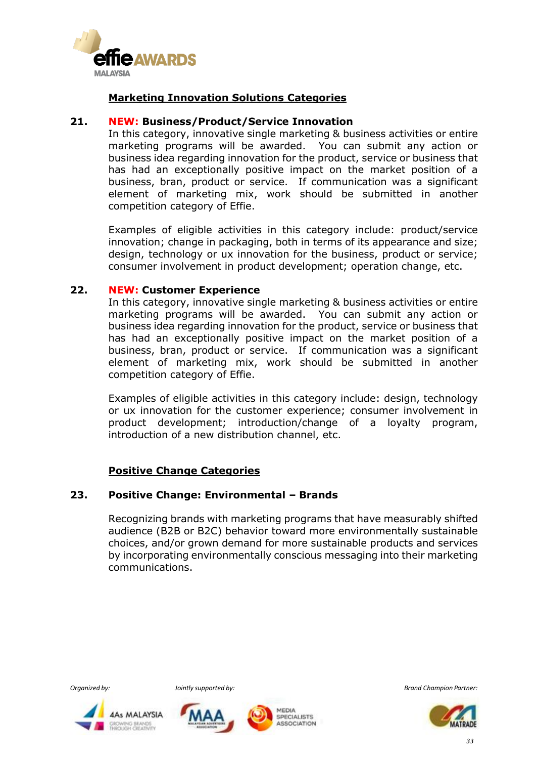## Marketing Innovation Solutions Categories

**21. NEW: Business/Product/Service Innovation**

In this category, innovative single marketing & business activities or entire marketing programs will be awarded. You can submit any action or business idea regarding innovation for the product, service or business that has had an exceptionally positive impact on the market position of a business, bran, product or service. If communication was a significant element of marketing mix, work should be submitted in another competition category of Effie.

Examples of eligible activities in this category include: product/service innovation; change in packaging, both in terms of its appearance and size; design, technology or ux innovation for the business, product or service; consumer involvement in product development; operation change, etc.

**22. NEW: Customer Experience**

In this category, innovative single marketing & business activities or entire marketing programs will be awarded. You can submit any action or business idea regarding innovation for the product, service or business that has had an exceptionally positive impact on the market position of a business, bran, product or service. If communication was a significant element of marketing mix, work should be submitted in another competition category of Effie.

Examples of eligible activities in this category include: design, technology or ux innovation for the customer experience; consumer involvement in product development; introduction/change of a loyalty program, introduction of a new distribution channel, etc.

## Positive Change Categories

**23. Positive Change: Environmental – Brands**

Recognizing brands with marketing programs that have measurably shifted audience (B2B or B2C) behavior toward more environmentally sustainable choices, and/or grown demand for more sustainable products and services by incorporating environmentally conscious messaging into their marketing communications.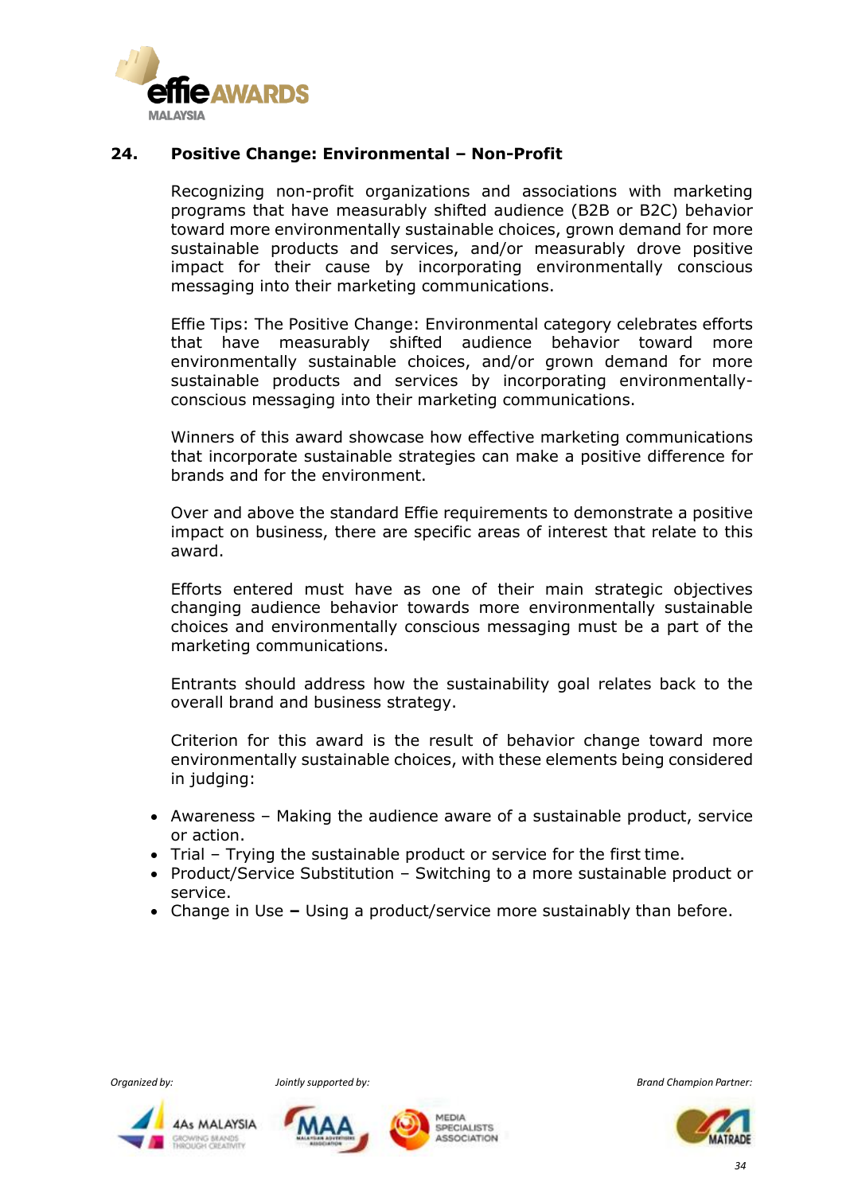## 24. Positive Change: Environmental – Non-Profit

Recognizing non-profit organizations and associations with marketing programs that have measurably shifted audience (B2B or B2C) behavior toward more environmentally sustainable choices, grown demand for more sustainable products and services, and/or measurably drove positive impact for their cause by incorporating environmentally conscious messaging into their marketing communications.

Effie Tips: The Positive Change: Environmental category celebrates efforts that have measurably shifted audience behavior toward more environmentally sustainable choices, and/or grown demand for more sustainable products and services by incorporating environmentally-conscious messaging into their marketing communications.

Winners of this award showcase how effective marketing communications that incorporate sustainable strategies can make a positive difference for brands and for the environment.

Over and above the standard Effie requirements to demonstrate a positive impact on business, there are specific areas of interest that relate to this award.

Efforts entered must have as one of their main strategic objectives changing audience behavior towards more environmentally sustainable choices and environmentally conscious messaging must be a part of the marketing communications.

Entrants should address how the sustainability goal relates back to the overall brand and business strategy.

Criterion for this award is the result of behavior change toward more environmentally sustainable choices, with these elements being considered in judging:

- Awareness – Making the audience aware of a sustainable product, service or action.
- Trial – Trying the sustainable product or service for the first time.
- Product/Service Substitution – Switching to a more sustainable product or service.
- Change in Use **–** Using a product/service more sustainably than before.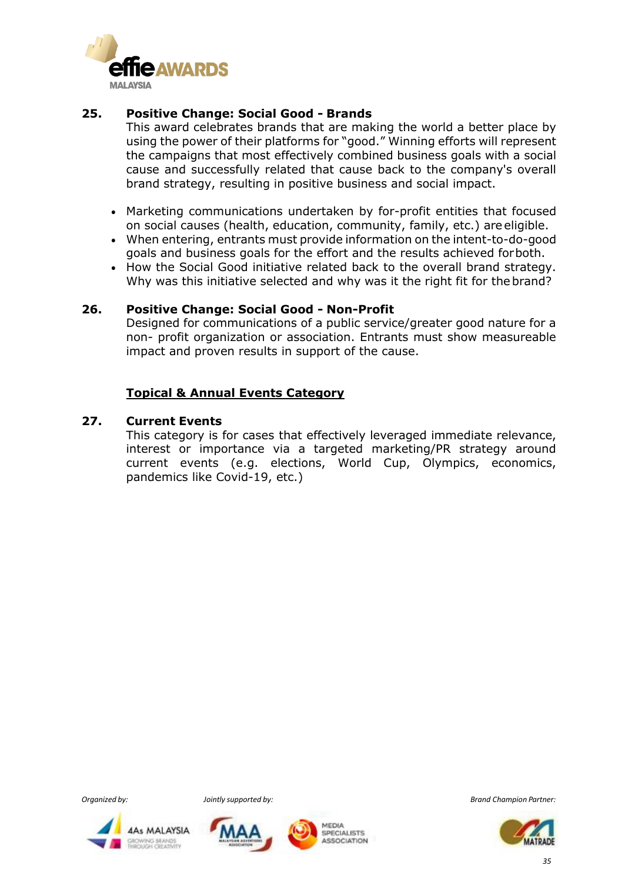### 25. Positive Change: Social Good - Brands

This award celebrates brands that are making the world a better place by using the power of their platforms for "good." Winning efforts will represent the campaigns that most effectively combined business goals with a social cause and successfully related that cause back to the company's overall brand strategy, resulting in positive business and social impact.

- Marketing communications undertaken by for-profit entities that focused on social causes (health, education, community, family, etc.) are eligible.
- When entering, entrants must provide information on the intent-to-do-good goals and business goals for the effort and the results achieved for both.
- How the Social Good initiative related back to the overall brand strategy. Why was this initiative selected and why was it the right fit for the brand?

### 26. Positive Change: Social Good - Non-Profit

Designed for communications of a public service/greater good nature for a non- profit organization or association. Entrants must show measureable impact and proven results in support of the cause.

## Topical & Annual Events Category

### 27. Current Events

This category is for cases that effectively leveraged immediate relevance, interest or importance via a targeted marketing/PR strategy around current events (e.g. elections, World Cup, Olympics, economics, pandemics like Covid-19, etc.)

*Organized by:* 4As MALAYSIA — GROWING BRANDS THROUGH CREATIVITY

*Jointly supported by:* MAA — MALAYSIAN ADVERTISERS ASSOCIATION; MEDIA SPECIALISTS ASSOCIATION

*Brand Champion Partner:* MATRADE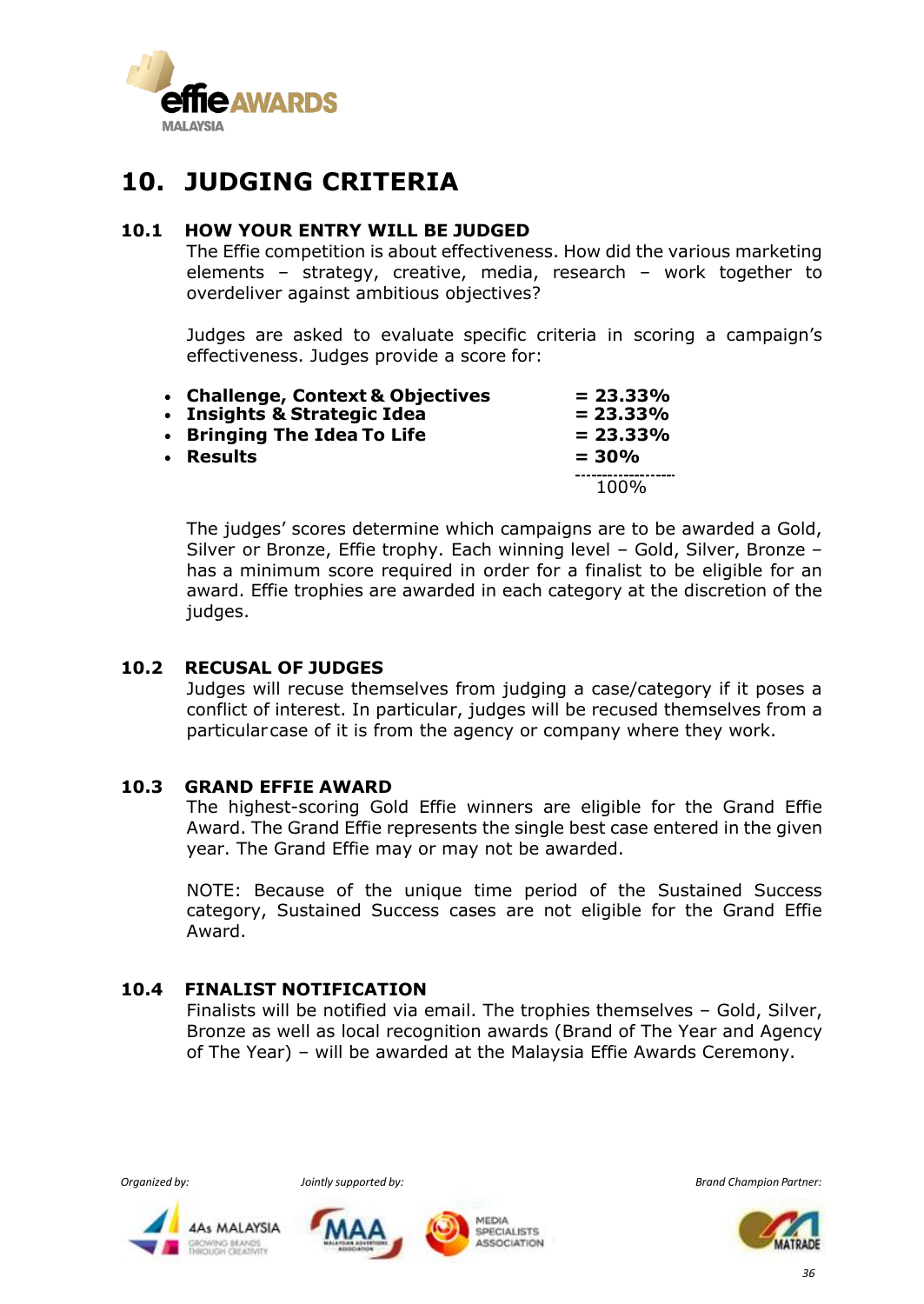# 10. JUDGING CRITERIA

## 10.1 HOW YOUR ENTRY WILL BE JUDGED

The Effie competition is about effectiveness. How did the various marketing elements – strategy, creative, media, research – work together to overdeliver against ambitious objectives?

Judges are asked to evaluate specific criteria in scoring a campaign's effectiveness. Judges provide a score for:

| Criteria | Weight |
|---|---|
| **Challenge, Context & Objectives** | **= 23.33%** |
| **Insights & Strategic Idea** | **= 23.33%** |
| **Bringing The Idea To Life** | **= 23.33%** |
| **Results** | **= 30%** |
| | 100% |

The judges' scores determine which campaigns are to be awarded a Gold, Silver or Bronze, Effie trophy. Each winning level – Gold, Silver, Bronze – has a minimum score required in order for a finalist to be eligible for an award. Effie trophies are awarded in each category at the discretion of the judges.

## 10.2 RECUSAL OF JUDGES

Judges will recuse themselves from judging a case/category if it poses a conflict of interest. In particular, judges will be recused themselves from a particular case of it is from the agency or company where they work.

## 10.3 GRAND EFFIE AWARD

The highest-scoring Gold Effie winners are eligible for the Grand Effie Award. The Grand Effie represents the single best case entered in the given year. The Grand Effie may or may not be awarded.

NOTE: Because of the unique time period of the Sustained Success category, Sustained Success cases are not eligible for the Grand Effie Award.

## 10.4 FINALIST NOTIFICATION

Finalists will be notified via email. The trophies themselves – Gold, Silver, Bronze as well as local recognition awards (Brand of The Year and Agency of The Year) – will be awarded at the Malaysia Effie Awards Ceremony.

*Organized by:* 4As MALAYSIA

*Jointly supported by:* MAA, MEDIA SPECIALISTS ASSOCIATION

*Brand Champion Partner:* MATRADE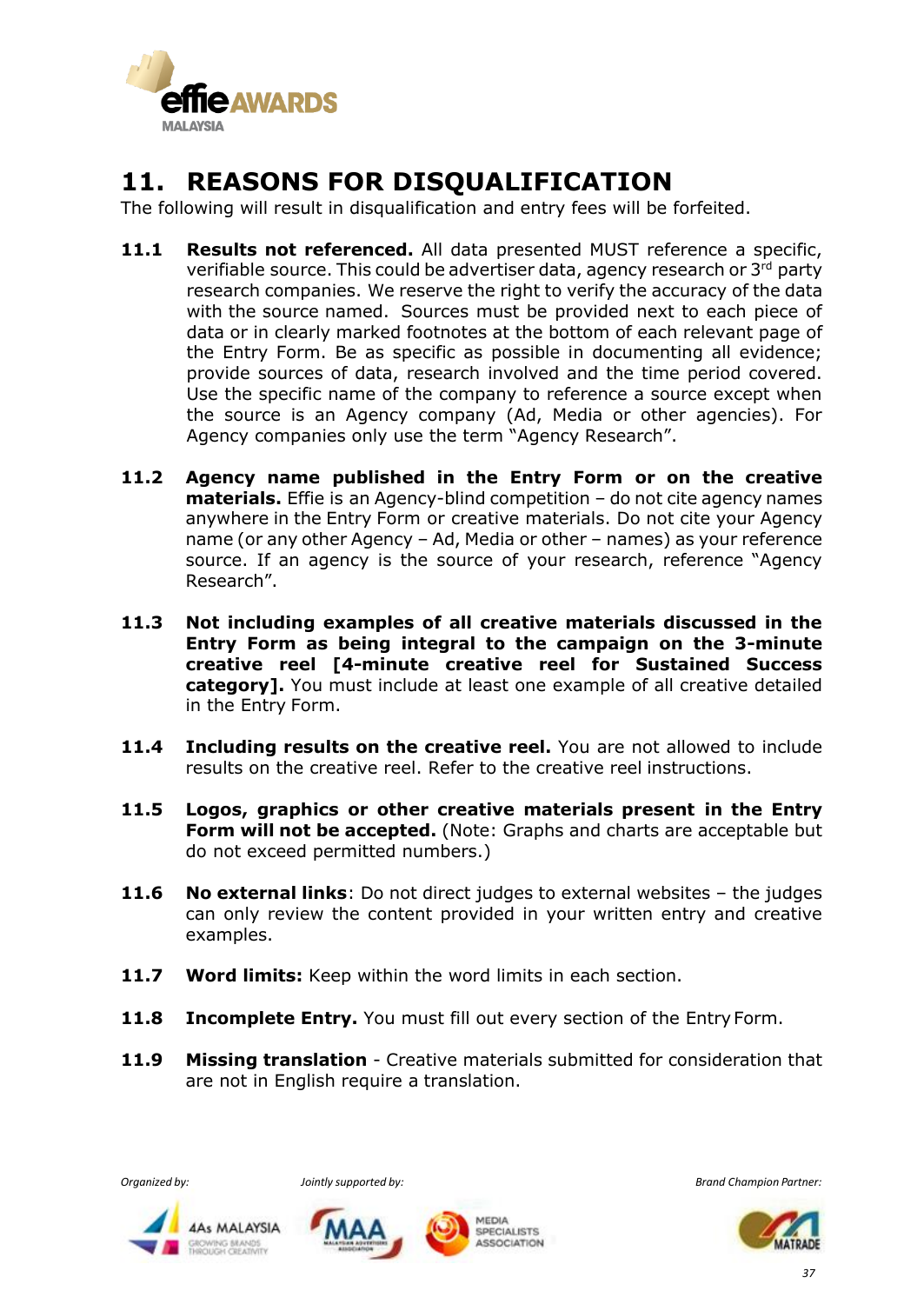## 11. REASONS FOR DISQUALIFICATION

The following will result in disqualification and entry fees will be forfeited.

**11.1 Results not referenced.** All data presented MUST reference a specific, verifiable source. This could be advertiser data, agency research or 3rd party research companies. We reserve the right to verify the accuracy of the data with the source named. Sources must be provided next to each piece of data or in clearly marked footnotes at the bottom of each relevant page of the Entry Form. Be as specific as possible in documenting all evidence; provide sources of data, research involved and the time period covered. Use the specific name of the company to reference a source except when the source is an Agency company (Ad, Media or other agencies). For Agency companies only use the term "Agency Research".

**11.2 Agency name published in the Entry Form or on the creative materials.** Effie is an Agency-blind competition – do not cite agency names anywhere in the Entry Form or creative materials. Do not cite your Agency name (or any other Agency – Ad, Media or other – names) as your reference source. If an agency is the source of your research, reference "Agency Research".

**11.3 Not including examples of all creative materials discussed in the Entry Form as being integral to the campaign on the 3-minute creative reel [4-minute creative reel for Sustained Success category].** You must include at least one example of all creative detailed in the Entry Form.

**11.4 Including results on the creative reel.** You are not allowed to include results on the creative reel. Refer to the creative reel instructions.

**11.5 Logos, graphics or other creative materials present in the Entry Form will not be accepted.** (Note: Graphs and charts are acceptable but do not exceed permitted numbers.)

**11.6 No external links**: Do not direct judges to external websites – the judges can only review the content provided in your written entry and creative examples.

**11.7 Word limits:** Keep within the word limits in each section.

**11.8 Incomplete Entry.** You must fill out every section of the Entry Form.

**11.9 Missing translation** - Creative materials submitted for consideration that are not in English require a translation.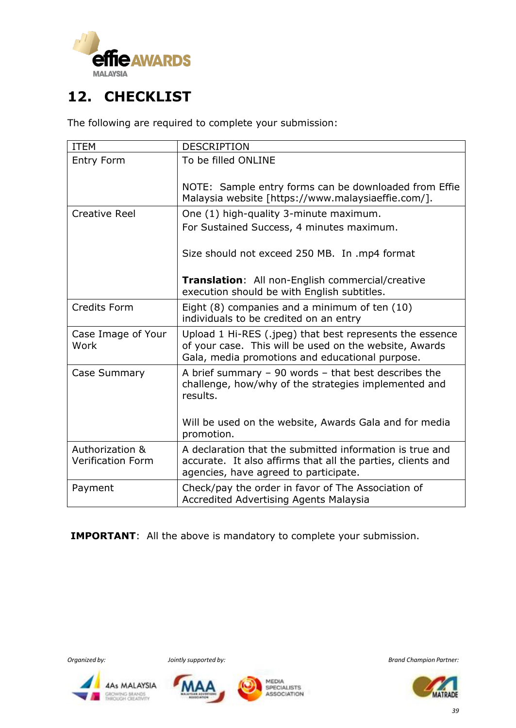## 12. CHECKLIST

The following are required to complete your submission:

| ITEM | DESCRIPTION |
|---|---|
| Entry Form | To be filled ONLINE<br><br>NOTE: Sample entry forms can be downloaded from Effie Malaysia website [https://www.malaysiaeffie.com/]. |
| Creative Reel | One (1) high-quality 3-minute maximum.<br>For Sustained Success, 4 minutes maximum.<br><br>Size should not exceed 250 MB. In .mp4 format<br><br>**Translation**: All non-English commercial/creative execution should be with English subtitles. |
| Credits Form | Eight (8) companies and a minimum of ten (10) individuals to be credited on an entry |
| Case Image of Your Work | Upload 1 Hi-RES (.jpeg) that best represents the essence of your case. This will be used on the website, Awards Gala, media promotions and educational purpose. |
| Case Summary | A brief summary – 90 words – that best describes the challenge, how/why of the strategies implemented and results.<br><br>Will be used on the website, Awards Gala and for media promotion. |
| Authorization & Verification Form | A declaration that the submitted information is true and accurate. It also affirms that all the parties, clients and agencies, have agreed to participate. |
| Payment | Check/pay the order in favor of The Association of Accredited Advertising Agents Malaysia |

**IMPORTANT**: All the above is mandatory to complete your submission.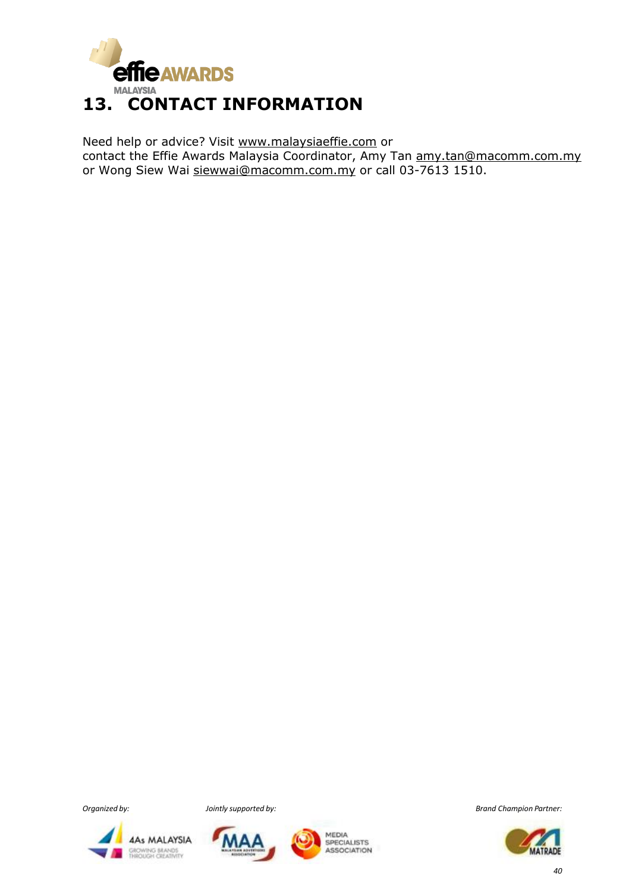# 13. CONTACT INFORMATION

Need help or advice? Visit www.malaysiaeffie.com or
contact the Effie Awards Malaysia Coordinator, Amy Tan amy.tan@macomm.com.my
or Wong Siew Wai siewwai@macomm.com.my or call 03-7613 1510.

*Organized by:* *Jointly supported by:* *Brand Champion Partner:*